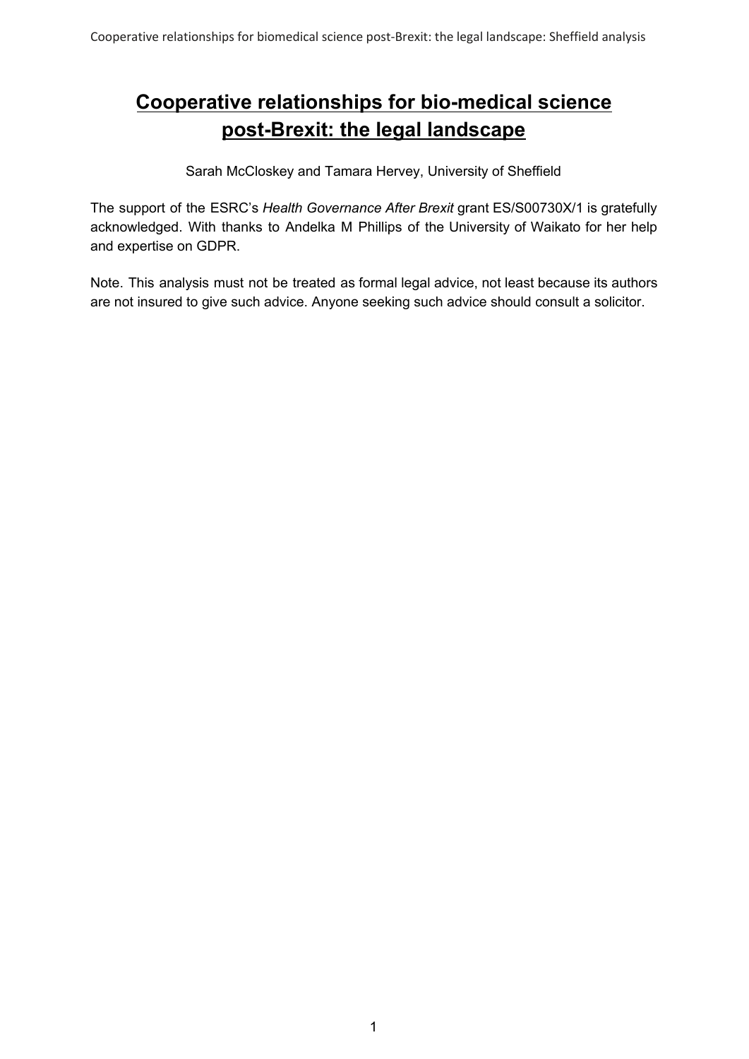# Cooperative relationships for bio-medical science post-Brexit: the legal landscape

Sarah McCloskey and Tamara Hervey, University of Sheffield

The support of the ESRC's *Health Governance After Brexit* grant ES/S00730X/1 is gratefully acknowledged. With thanks to Andelka M Phillips of the University of Waikato for her help and expertise on GDPR.

Note. This analysis must not be treated as formal legal advice, not least because its authors are not insured to give such advice. Anyone seeking such advice should consult a solicitor.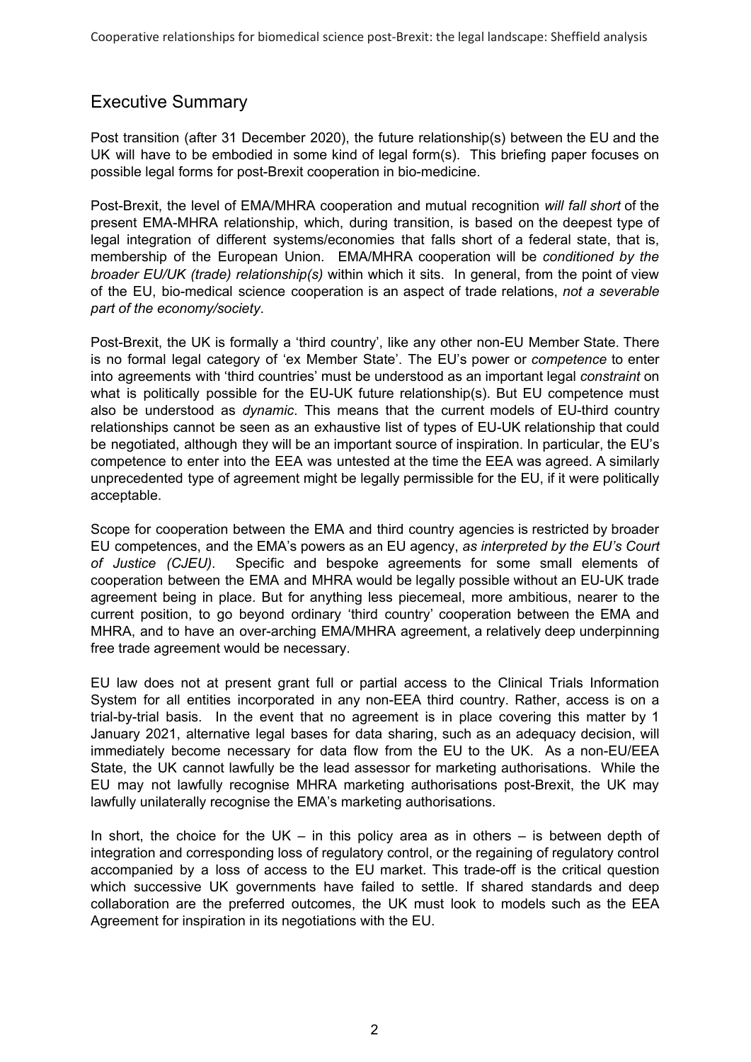## Executive Summary

Post transition (after 31 December 2020), the future relationship(s) between the EU and the UK will have to be embodied in some kind of legal form(s). This briefing paper focuses on possible legal forms for post-Brexit cooperation in bio-medicine.

Post-Brexit, the level of EMA/MHRA cooperation and mutual recognition *will fall short* of the present EMA-MHRA relationship, which, during transition, is based on the deepest type of legal integration of different systems/economies that falls short of a federal state, that is, membership of the European Union. EMA/MHRA cooperation will be *conditioned by the broader EU/UK (trade) relationship(s)* within which it sits. In general, from the point of view of the EU, bio-medical science cooperation is an aspect of trade relations, *not a severable part of the economy/society*.

Post-Brexit, the UK is formally a 'third country', like any other non-EU Member State. There is no formal legal category of 'ex Member State'. The EU's power or *competence* to enter into agreements with 'third countries' must be understood as an important legal *constraint* on what is politically possible for the EU-UK future relationship(s). But EU competence must also be understood as *dynamic*. This means that the current models of EU-third country relationships cannot be seen as an exhaustive list of types of EU-UK relationship that could be negotiated, although they will be an important source of inspiration. In particular, the EU's competence to enter into the EEA was untested at the time the EEA was agreed. A similarly unprecedented type of agreement might be legally permissible for the EU, if it were politically acceptable.

Scope for cooperation between the EMA and third country agencies is restricted by broader EU competences, and the EMA's powers as an EU agency, *as interpreted by the EU's Court of Justice (CJEU)*. Specific and bespoke agreements for some small elements of cooperation between the EMA and MHRA would be legally possible without an EU-UK trade agreement being in place. But for anything less piecemeal, more ambitious, nearer to the current position, to go beyond ordinary 'third country' cooperation between the EMA and MHRA, and to have an over-arching EMA/MHRA agreement, a relatively deep underpinning free trade agreement would be necessary.

EU law does not at present grant full or partial access to the Clinical Trials Information System for all entities incorporated in any non-EEA third country. Rather, access is on a trial-by-trial basis. In the event that no agreement is in place covering this matter by 1 January 2021, alternative legal bases for data sharing, such as an adequacy decision, will immediately become necessary for data flow from the EU to the UK. As a non-EU/EEA State, the UK cannot lawfully be the lead assessor for marketing authorisations. While the EU may not lawfully recognise MHRA marketing authorisations post-Brexit, the UK may lawfully unilaterally recognise the EMA's marketing authorisations.

In short, the choice for the UK – in this policy area as in others – is between depth of integration and corresponding loss of regulatory control, or the regaining of regulatory control accompanied by a loss of access to the EU market. This trade-off is the critical question which successive UK governments have failed to settle. If shared standards and deep collaboration are the preferred outcomes, the UK must look to models such as the EEA Agreement for inspiration in its negotiations with the EU.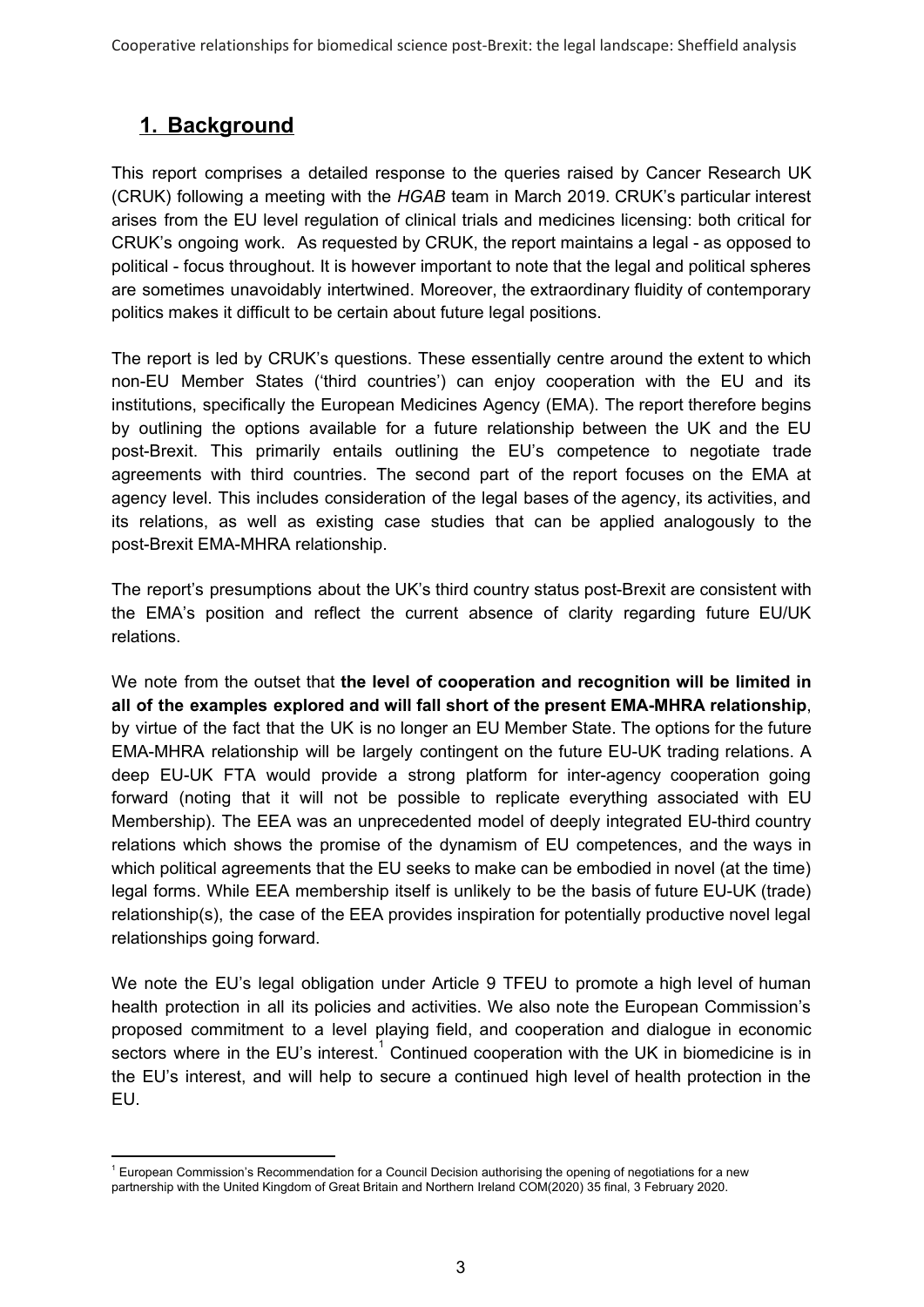## 1. Background

This report comprises a detailed response to the queries raised by Cancer Research UK (CRUK) following a meeting with the *HGAB* team in March 2019. CRUK's particular interest arises from the EU level regulation of clinical trials and medicines licensing: both critical for CRUK's ongoing work. As requested by CRUK, the report maintains a legal - as opposed to political - focus throughout. It is however important to note that the legal and political spheres are sometimes unavoidably intertwined. Moreover, the extraordinary fluidity of contemporary politics makes it difficult to be certain about future legal positions.

The report is led by CRUK's questions. These essentially centre around the extent to which non-EU Member States ('third countries') can enjoy cooperation with the EU and its institutions, specifically the European Medicines Agency (EMA). The report therefore begins by outlining the options available for a future relationship between the UK and the EU post-Brexit. This primarily entails outlining the EU's competence to negotiate trade agreements with third countries. The second part of the report focuses on the EMA at agency level. This includes consideration of the legal bases of the agency, its activities, and its relations, as well as existing case studies that can be applied analogously to the post-Brexit EMA-MHRA relationship.

The report's presumptions about the UK's third country status post-Brexit are consistent with the EMA's position and reflect the current absence of clarity regarding future EU/UK relations.

We note from the outset that **the level of cooperation and recognition will be limited in all of the examples explored and will fall short of the present EMA-MHRA relationship**, by virtue of the fact that the UK is no longer an EU Member State. The options for the future EMA-MHRA relationship will be largely contingent on the future EU-UK trading relations. A deep EU-UK FTA would provide a strong platform for inter-agency cooperation going forward (noting that it will not be possible to replicate everything associated with EU Membership). The EEA was an unprecedented model of deeply integrated EU-third country relations which shows the promise of the dynamism of EU competences, and the ways in which political agreements that the EU seeks to make can be embodied in novel (at the time) legal forms. While EEA membership itself is unlikely to be the basis of future EU-UK (trade) relationship(s), the case of the EEA provides inspiration for potentially productive novel legal relationships going forward.

We note the EU's legal obligation under Article 9 TFEU to promote a high level of human health protection in all its policies and activities. We also note the European Commission's proposed commitment to a level playing field, and cooperation and dialogue in economic sectors where in the EU's interest.[1] Continued cooperation with the UK in biomedicine is in the EU's interest, and will help to secure a continued high level of health protection in the EU.

[1] European Commission's Recommendation for a Council Decision authorising the opening of negotiations for a new partnership with the United Kingdom of Great Britain and Northern Ireland COM(2020) 35 final, 3 February 2020.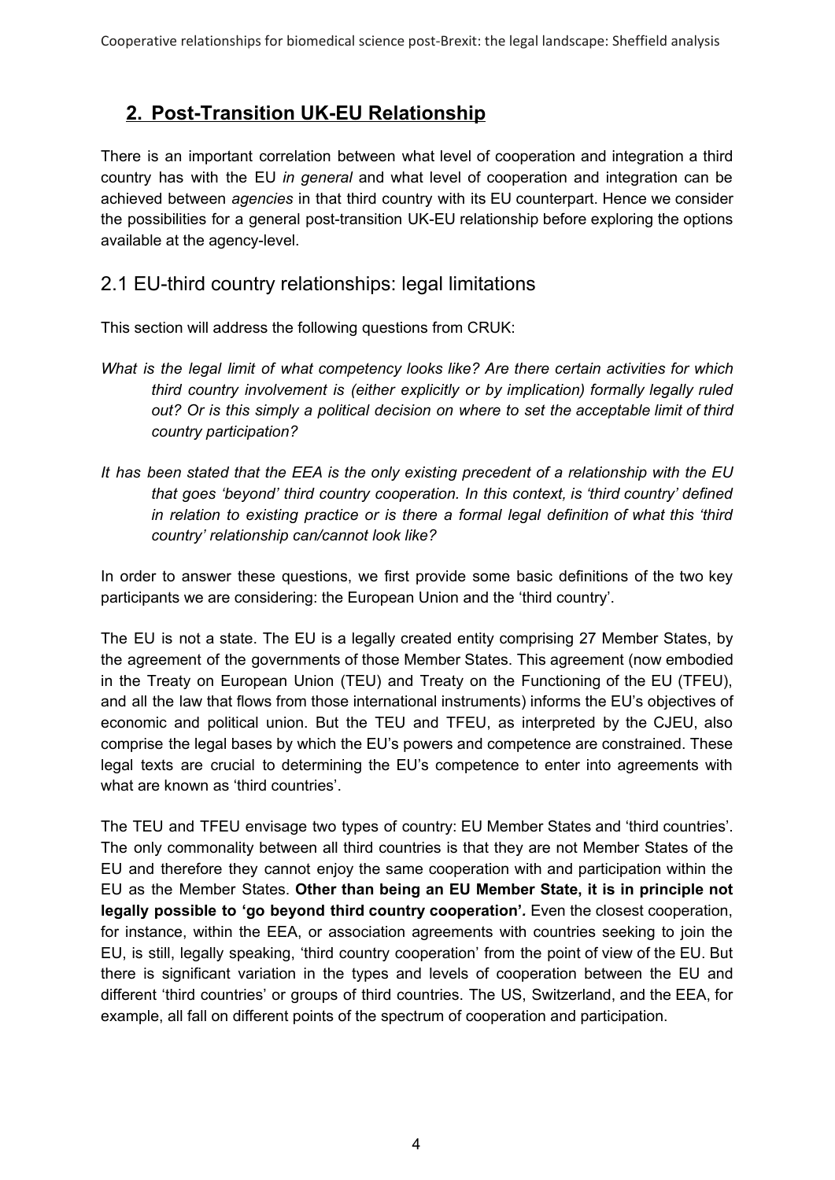## 2. Post-Transition UK-EU Relationship

There is an important correlation between what level of cooperation and integration a third country has with the EU *in general* and what level of cooperation and integration can be achieved between *agencies* in that third country with its EU counterpart. Hence we consider the possibilities for a general post-transition UK-EU relationship before exploring the options available at the agency-level.

### 2.1 EU-third country relationships: legal limitations

This section will address the following questions from CRUK:

*What is the legal limit of what competency looks like? Are there certain activities for which third country involvement is (either explicitly or by implication) formally legally ruled out? Or is this simply a political decision on where to set the acceptable limit of third country participation?*

*It has been stated that the EEA is the only existing precedent of a relationship with the EU that goes 'beyond' third country cooperation. In this context, is 'third country' defined in relation to existing practice or is there a formal legal definition of what this 'third country' relationship can/cannot look like?*

In order to answer these questions, we first provide some basic definitions of the two key participants we are considering: the European Union and the 'third country'.

The EU is not a state. The EU is a legally created entity comprising 27 Member States, by the agreement of the governments of those Member States. This agreement (now embodied in the Treaty on European Union (TEU) and Treaty on the Functioning of the EU (TFEU), and all the law that flows from those international instruments) informs the EU's objectives of economic and political union. But the TEU and TFEU, as interpreted by the CJEU, also comprise the legal bases by which the EU's powers and competence are constrained. These legal texts are crucial to determining the EU's competence to enter into agreements with what are known as 'third countries'.

The TEU and TFEU envisage two types of country: EU Member States and 'third countries'. The only commonality between all third countries is that they are not Member States of the EU and therefore they cannot enjoy the same cooperation with and participation within the EU as the Member States. **Other than being an EU Member State, it is in principle not legally possible to 'go beyond third country cooperation'.** Even the closest cooperation, for instance, within the EEA, or association agreements with countries seeking to join the EU, is still, legally speaking, 'third country cooperation' from the point of view of the EU. But there is significant variation in the types and levels of cooperation between the EU and different 'third countries' or groups of third countries. The US, Switzerland, and the EEA, for example, all fall on different points of the spectrum of cooperation and participation.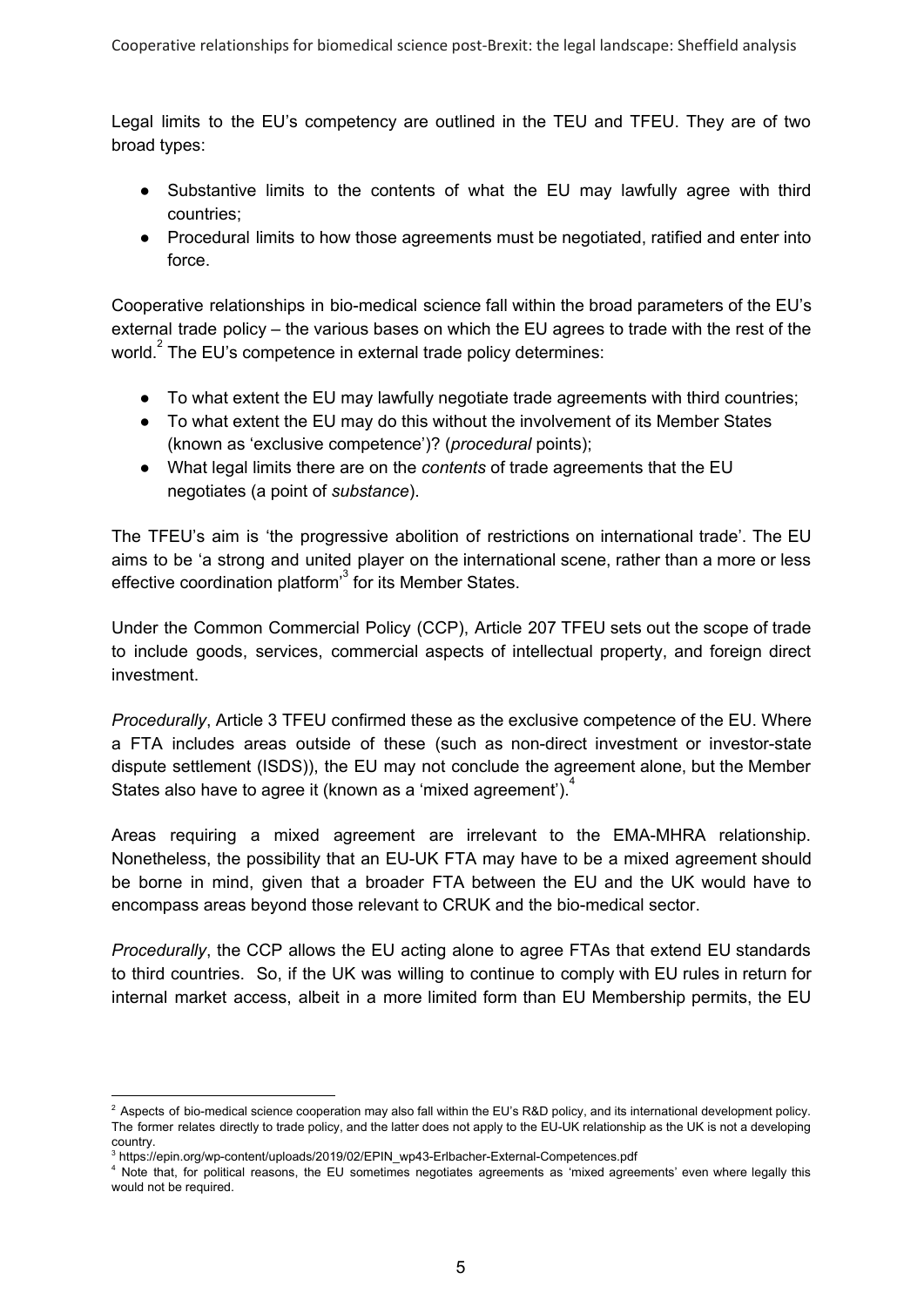Legal limits to the EU's competency are outlined in the TEU and TFEU. They are of two broad types:

- Substantive limits to the contents of what the EU may lawfully agree with third countries;
- Procedural limits to how those agreements must be negotiated, ratified and enter into force.

Cooperative relationships in bio-medical science fall within the broad parameters of the EU's external trade policy – the various bases on which the EU agrees to trade with the rest of the world.[2] The EU's competence in external trade policy determines:

- To what extent the EU may lawfully negotiate trade agreements with third countries;
- To what extent the EU may do this without the involvement of its Member States (known as 'exclusive competence')? (*procedural* points);
- What legal limits there are on the *contents* of trade agreements that the EU negotiates (a point of *substance*).

The TFEU's aim is 'the progressive abolition of restrictions on international trade'. The EU aims to be 'a strong and united player on the international scene, rather than a more or less effective coordination platform'[3] for its Member States.

Under the Common Commercial Policy (CCP), Article 207 TFEU sets out the scope of trade to include goods, services, commercial aspects of intellectual property, and foreign direct investment.

*Procedurally*, Article 3 TFEU confirmed these as the exclusive competence of the EU. Where a FTA includes areas outside of these (such as non-direct investment or investor-state dispute settlement (ISDS)), the EU may not conclude the agreement alone, but the Member States also have to agree it (known as a 'mixed agreement').[4]

Areas requiring a mixed agreement are irrelevant to the EMA-MHRA relationship. Nonetheless, the possibility that an EU-UK FTA may have to be a mixed agreement should be borne in mind, given that a broader FTA between the EU and the UK would have to encompass areas beyond those relevant to CRUK and the bio-medical sector.

*Procedurally*, the CCP allows the EU acting alone to agree FTAs that extend EU standards to third countries. So, if the UK was willing to continue to comply with EU rules in return for internal market access, albeit in a more limited form than EU Membership permits, the EU

---

[2] Aspects of bio-medical science cooperation may also fall within the EU's R&D policy, and its international development policy. The former relates directly to trade policy, and the latter does not apply to the EU-UK relationship as the UK is not a developing country.

[3] https://epin.org/wp-content/uploads/2019/02/EPIN_wp43-Erlbacher-External-Competences.pdf

[4] Note that, for political reasons, the EU sometimes negotiates agreements as 'mixed agreements' even where legally this would not be required.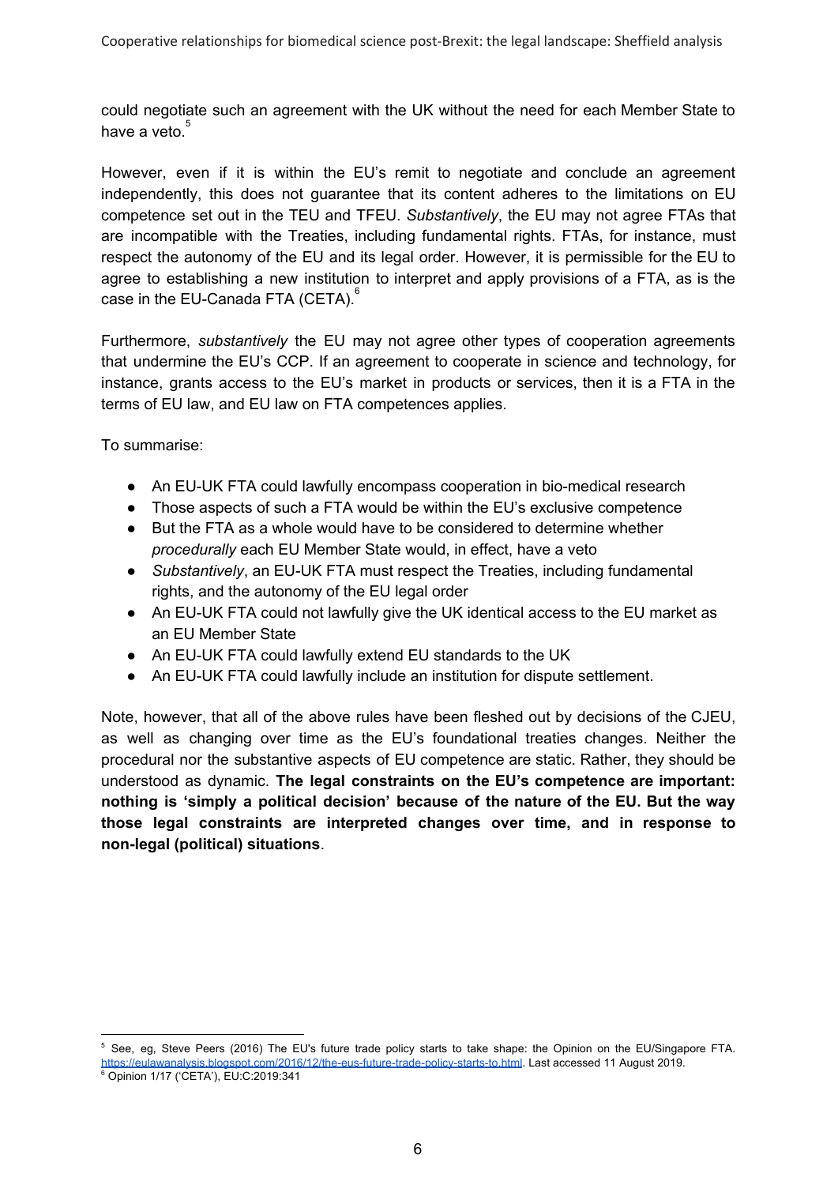could negotiate such an agreement with the UK without the need for each Member State to have a veto.[5]

However, even if it is within the EU's remit to negotiate and conclude an agreement independently, this does not guarantee that its content adheres to the limitations on EU competence set out in the TEU and TFEU. *Substantively*, the EU may not agree FTAs that are incompatible with the Treaties, including fundamental rights. FTAs, for instance, must respect the autonomy of the EU and its legal order. However, it is permissible for the EU to agree to establishing a new institution to interpret and apply provisions of a FTA, as is the case in the EU-Canada FTA (CETA).[6]

Furthermore, *substantively* the EU may not agree other types of cooperation agreements that undermine the EU's CCP. If an agreement to cooperate in science and technology, for instance, grants access to the EU's market in products or services, then it is a FTA in the terms of EU law, and EU law on FTA competences applies.

To summarise:

- An EU-UK FTA could lawfully encompass cooperation in bio-medical research
- Those aspects of such a FTA would be within the EU's exclusive competence
- But the FTA as a whole would have to be considered to determine whether *procedurally* each EU Member State would, in effect, have a veto
- *Substantively*, an EU-UK FTA must respect the Treaties, including fundamental rights, and the autonomy of the EU legal order
- An EU-UK FTA could not lawfully give the UK identical access to the EU market as an EU Member State
- An EU-UK FTA could lawfully extend EU standards to the UK
- An EU-UK FTA could lawfully include an institution for dispute settlement.

Note, however, that all of the above rules have been fleshed out by decisions of the CJEU, as well as changing over time as the EU's foundational treaties changes. Neither the procedural nor the substantive aspects of EU competence are static. Rather, they should be understood as dynamic. **The legal constraints on the EU's competence are important: nothing is 'simply a political decision' because of the nature of the EU. But the way those legal constraints are interpreted changes over time, and in response to non-legal (political) situations**.

---

[5] See, eg, Steve Peers (2016) The EU's future trade policy starts to take shape: the Opinion on the EU/Singapore FTA. https://eulawanalysis.blogspot.com/2016/12/the-eus-future-trade-policy-starts-to.html. Last accessed 11 August 2019.

[6] Opinion 1/17 ('CETA'), EU:C:2019:341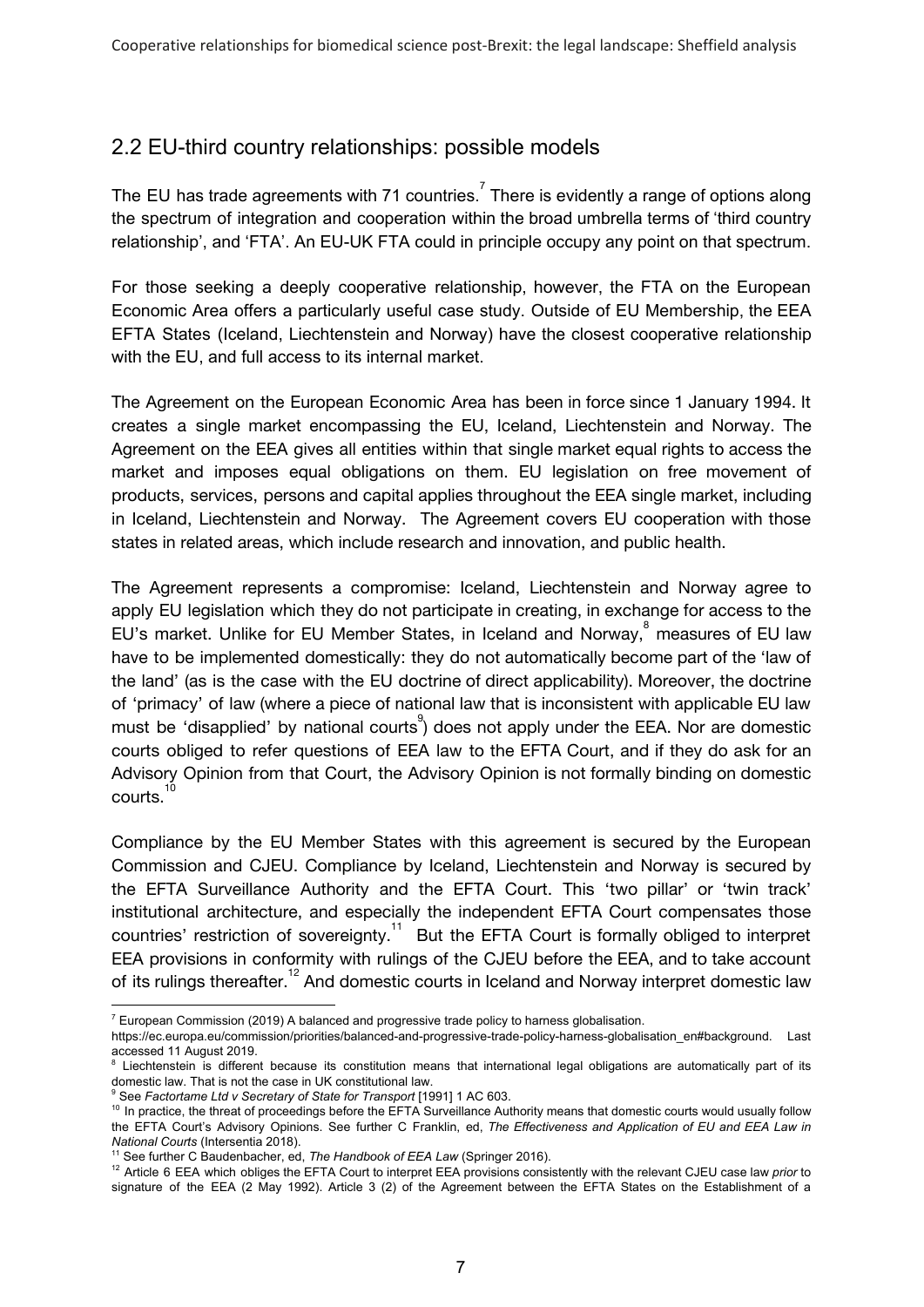## 2.2 EU-third country relationships: possible models

The EU has trade agreements with 71 countries.[7] There is evidently a range of options along the spectrum of integration and cooperation within the broad umbrella terms of 'third country relationship', and 'FTA'. An EU-UK FTA could in principle occupy any point on that spectrum.

For those seeking a deeply cooperative relationship, however, the FTA on the European Economic Area offers a particularly useful case study. Outside of EU Membership, the EEA EFTA States (Iceland, Liechtenstein and Norway) have the closest cooperative relationship with the EU, and full access to its internal market.

The Agreement on the European Economic Area has been in force since 1 January 1994. It creates a single market encompassing the EU, Iceland, Liechtenstein and Norway. The Agreement on the EEA gives all entities within that single market equal rights to access the market and imposes equal obligations on them. EU legislation on free movement of products, services, persons and capital applies throughout the EEA single market, including in Iceland, Liechtenstein and Norway. The Agreement covers EU cooperation with those states in related areas, which include research and innovation, and public health.

The Agreement represents a compromise: Iceland, Liechtenstein and Norway agree to apply EU legislation which they do not participate in creating, in exchange for access to the EU's market. Unlike for EU Member States, in Iceland and Norway,[8] measures of EU law have to be implemented domestically: they do not automatically become part of the 'law of the land' (as is the case with the EU doctrine of direct applicability). Moreover, the doctrine of 'primacy' of law (where a piece of national law that is inconsistent with applicable EU law must be 'disapplied' by national courts[9]) does not apply under the EEA. Nor are domestic courts obliged to refer questions of EEA law to the EFTA Court, and if they do ask for an Advisory Opinion from that Court, the Advisory Opinion is not formally binding on domestic courts.[10]

Compliance by the EU Member States with this agreement is secured by the European Commission and CJEU. Compliance by Iceland, Liechtenstein and Norway is secured by the EFTA Surveillance Authority and the EFTA Court. This 'two pillar' or 'twin track' institutional architecture, and especially the independent EFTA Court compensates those countries' restriction of sovereignty.[11] But the EFTA Court is formally obliged to interpret EEA provisions in conformity with rulings of the CJEU before the EEA, and to take account of its rulings thereafter.[12] And domestic courts in Iceland and Norway interpret domestic law

---

[7] European Commission (2019) A balanced and progressive trade policy to harness globalisation. https://ec.europa.eu/commission/priorities/balanced-and-progressive-trade-policy-harness-globalisation_en#background. Last accessed 11 August 2019.

[8] Liechtenstein is different because its constitution means that international legal obligations are automatically part of its domestic law. That is not the case in UK constitutional law.

[9] See *Factortame Ltd v Secretary of State for Transport* [1991] 1 AC 603.

[10] In practice, the threat of proceedings before the EFTA Surveillance Authority means that domestic courts would usually follow the EFTA Court's Advisory Opinions. See further C Franklin, ed, *The Effectiveness and Application of EU and EEA Law in National Courts* (Intersentia 2018).

[11] See further C Baudenbacher, ed, *The Handbook of EEA Law* (Springer 2016).

[12] Article 6 EEA which obliges the EFTA Court to interpret EEA provisions consistently with the relevant CJEU case law *prior* to signature of the EEA (2 May 1992). Article 3 (2) of the Agreement between the EFTA States on the Establishment of a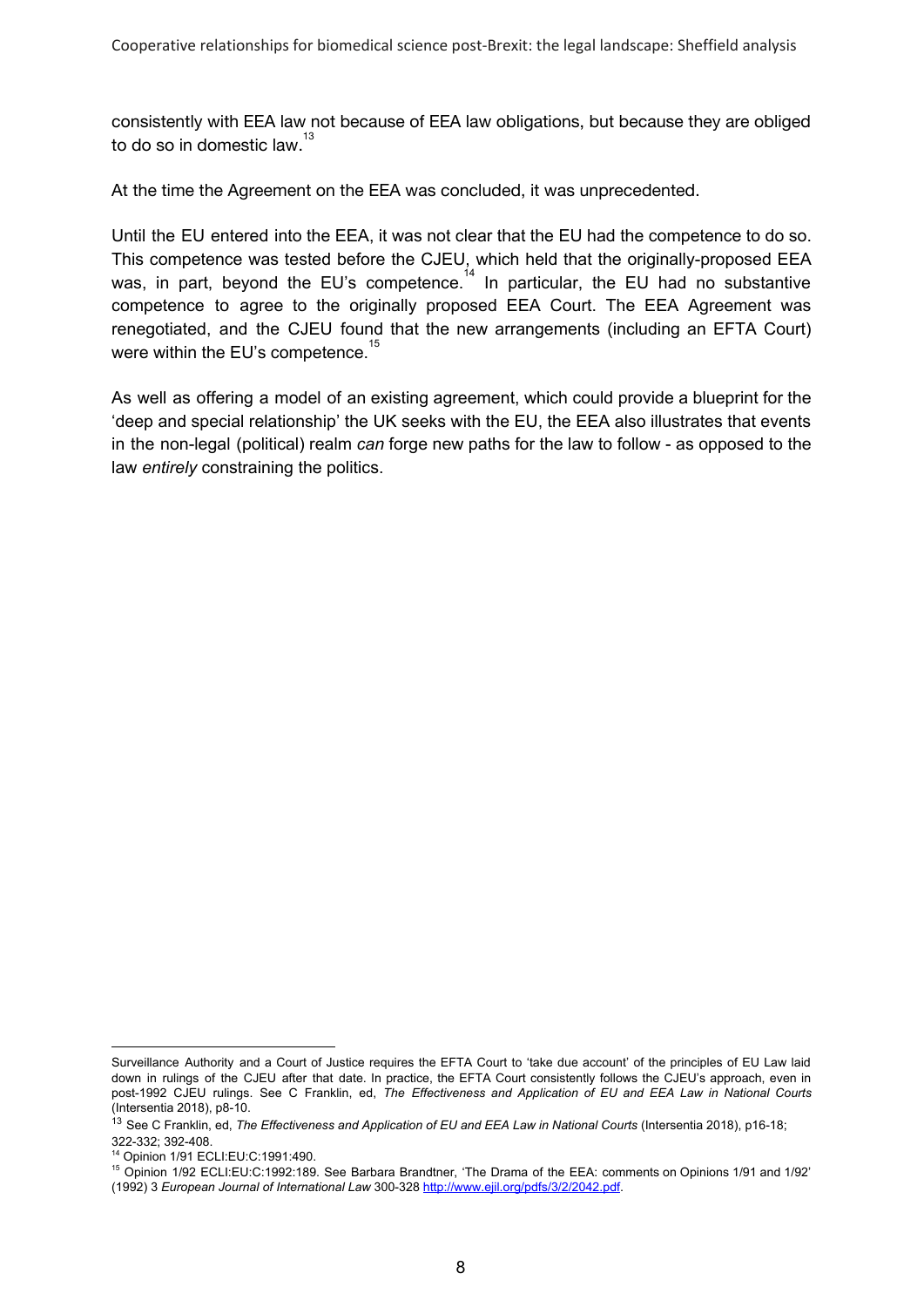consistently with EEA law not because of EEA law obligations, but because they are obliged to do so in domestic law.[13]

At the time the Agreement on the EEA was concluded, it was unprecedented.

Until the EU entered into the EEA, it was not clear that the EU had the competence to do so. This competence was tested before the CJEU, which held that the originally-proposed EEA was, in part, beyond the EU's competence.[14] In particular, the EU had no substantive competence to agree to the originally proposed EEA Court. The EEA Agreement was renegotiated, and the CJEU found that the new arrangements (including an EFTA Court) were within the EU's competence.[15]

As well as offering a model of an existing agreement, which could provide a blueprint for the 'deep and special relationship' the UK seeks with the EU, the EEA also illustrates that events in the non-legal (political) realm *can* forge new paths for the law to follow - as opposed to the law *entirely* constraining the politics.

---

Surveillance Authority and a Court of Justice requires the EFTA Court to 'take due account' of the principles of EU Law laid down in rulings of the CJEU after that date. In practice, the EFTA Court consistently follows the CJEU's approach, even in post-1992 CJEU rulings. See C Franklin, ed, *The Effectiveness and Application of EU and EEA Law in National Courts* (Intersentia 2018), p8-10.

[13] See C Franklin, ed, *The Effectiveness and Application of EU and EEA Law in National Courts* (Intersentia 2018), p16-18; 322-332; 392-408.

[14] Opinion 1/91 ECLI:EU:C:1991:490.

[15] Opinion 1/92 ECLI:EU:C:1992:189. See Barbara Brandtner, 'The Drama of the EEA: comments on Opinions 1/91 and 1/92' (1992) 3 *European Journal of International Law* 300-328 http://www.ejil.org/pdfs/3/2/2042.pdf.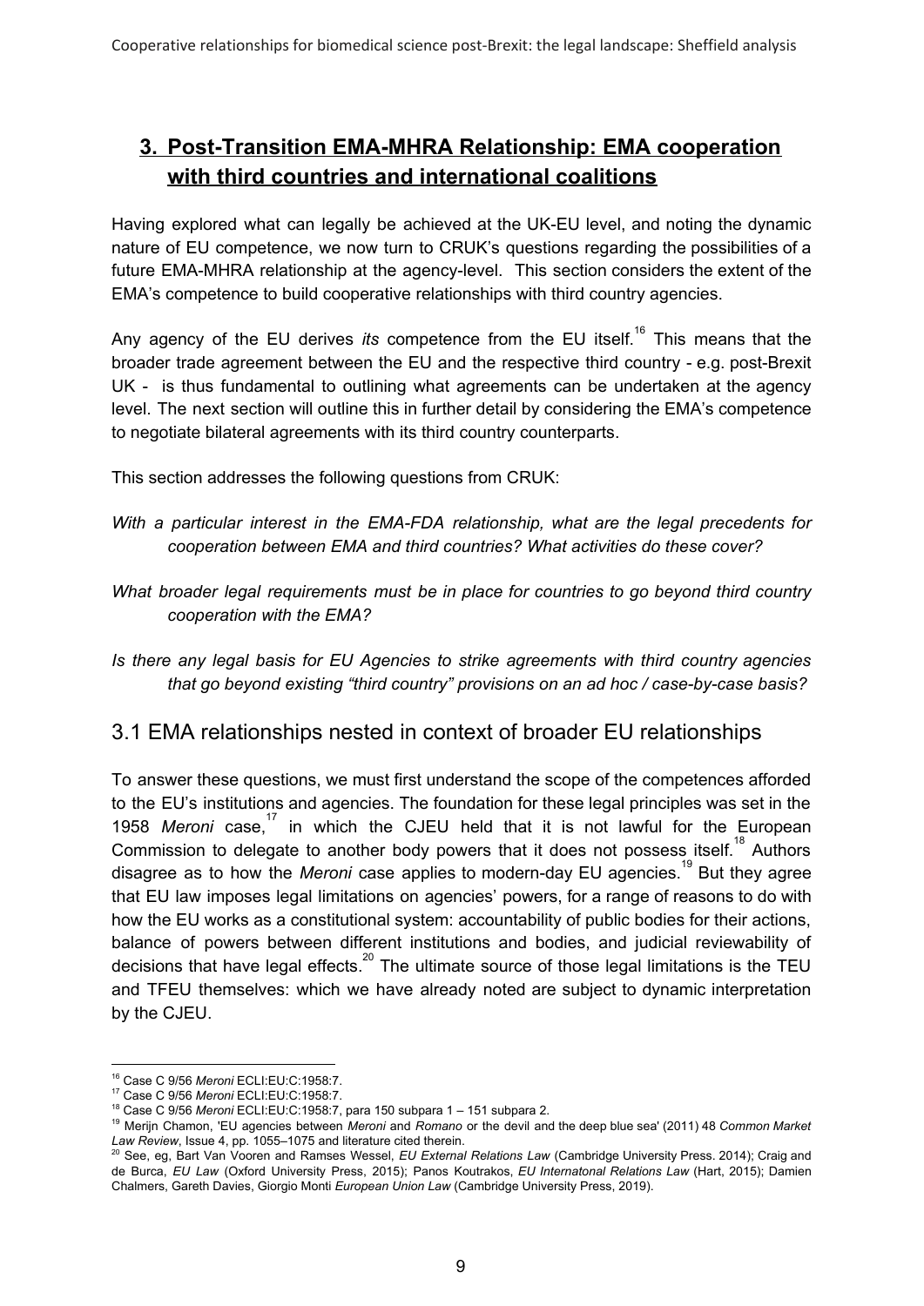## 3. Post-Transition EMA-MHRA Relationship: EMA cooperation with third countries and international coalitions

Having explored what can legally be achieved at the UK-EU level, and noting the dynamic nature of EU competence, we now turn to CRUK's questions regarding the possibilities of a future EMA-MHRA relationship at the agency-level. This section considers the extent of the EMA's competence to build cooperative relationships with third country agencies.

Any agency of the EU derives *its* competence from the EU itself.[16] This means that the broader trade agreement between the EU and the respective third country - e.g. post-Brexit UK - is thus fundamental to outlining what agreements can be undertaken at the agency level. The next section will outline this in further detail by considering the EMA's competence to negotiate bilateral agreements with its third country counterparts.

This section addresses the following questions from CRUK:

*With a particular interest in the EMA-FDA relationship, what are the legal precedents for cooperation between EMA and third countries? What activities do these cover?*

*What broader legal requirements must be in place for countries to go beyond third country cooperation with the EMA?*

*Is there any legal basis for EU Agencies to strike agreements with third country agencies that go beyond existing "third country" provisions on an ad hoc / case-by-case basis?*

### 3.1 EMA relationships nested in context of broader EU relationships

To answer these questions, we must first understand the scope of the competences afforded to the EU's institutions and agencies. The foundation for these legal principles was set in the 1958 *Meroni* case,[17] in which the CJEU held that it is not lawful for the European Commission to delegate to another body powers that it does not possess itself.[18] Authors disagree as to how the *Meroni* case applies to modern-day EU agencies.[19] But they agree that EU law imposes legal limitations on agencies' powers, for a range of reasons to do with how the EU works as a constitutional system: accountability of public bodies for their actions, balance of powers between different institutions and bodies, and judicial reviewability of decisions that have legal effects.[20] The ultimate source of those legal limitations is the TEU and TFEU themselves: which we have already noted are subject to dynamic interpretation by the CJEU.

---

[16] Case C 9/56 *Meroni* ECLI:EU:C:1958:7.

[17] Case C 9/56 *Meroni* ECLI:EU:C:1958:7.

[18] Case C 9/56 *Meroni* ECLI:EU:C:1958:7, para 150 subpara 1 – 151 subpara 2.

[19] Merijn Chamon, 'EU agencies between *Meroni* and *Romano* or the devil and the deep blue sea' (2011) 48 *Common Market Law Review*, Issue 4, pp. 1055–1075 and literature cited therein.

[20] See, eg, Bart Van Vooren and Ramses Wessel, *EU External Relations Law* (Cambridge University Press. 2014); Craig and de Burca, *EU Law* (Oxford University Press, 2015); Panos Koutrakos, *EU Internatonal Relations Law* (Hart, 2015); Damien Chalmers, Gareth Davies, Giorgio Monti *European Union Law* (Cambridge University Press, 2019).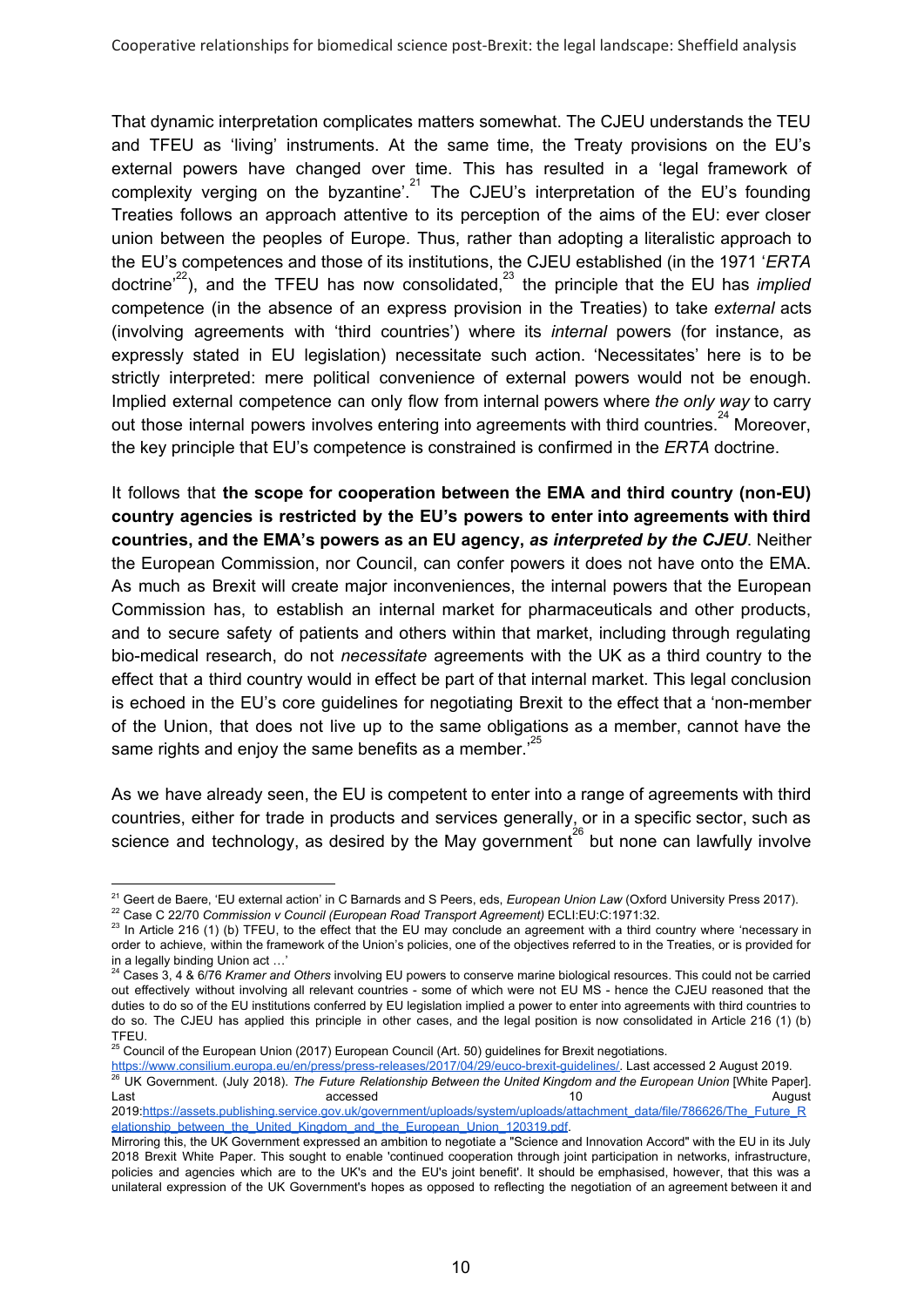That dynamic interpretation complicates matters somewhat. The CJEU understands the TEU and TFEU as 'living' instruments. At the same time, the Treaty provisions on the EU's external powers have changed over time. This has resulted in a 'legal framework of complexity verging on the byzantine'.[21] The CJEU's interpretation of the EU's founding Treaties follows an approach attentive to its perception of the aims of the EU: ever closer union between the peoples of Europe. Thus, rather than adopting a literalistic approach to the EU's competences and those of its institutions, the CJEU established (in the 1971 '*ERTA* doctrine'[22]), and the TFEU has now consolidated,[23] the principle that the EU has *implied* competence (in the absence of an express provision in the Treaties) to take *external* acts (involving agreements with 'third countries') where its *internal* powers (for instance, as expressly stated in EU legislation) necessitate such action. 'Necessitates' here is to be strictly interpreted: mere political convenience of external powers would not be enough. Implied external competence can only flow from internal powers where *the only way* to carry out those internal powers involves entering into agreements with third countries.[24] Moreover, the key principle that EU's competence is constrained is confirmed in the *ERTA* doctrine.

It follows that **the scope for cooperation between the EMA and third country (non-EU) country agencies is restricted by the EU's powers to enter into agreements with third countries, and the EMA's powers as an EU agency, *as interpreted by the CJEU***. Neither the European Commission, nor Council, can confer powers it does not have onto the EMA. As much as Brexit will create major inconveniences, the internal powers that the European Commission has, to establish an internal market for pharmaceuticals and other products, and to secure safety of patients and others within that market, including through regulating bio-medical research, do not *necessitate* agreements with the UK as a third country to the effect that a third country would in effect be part of that internal market. This legal conclusion is echoed in the EU's core guidelines for negotiating Brexit to the effect that a 'non-member of the Union, that does not live up to the same obligations as a member, cannot have the same rights and enjoy the same benefits as a member.'[25]

As we have already seen, the EU is competent to enter into a range of agreements with third countries, either for trade in products and services generally, or in a specific sector, such as science and technology, as desired by the May government[26] but none can lawfully involve

---

[21] Geert de Baere, 'EU external action' in C Barnards and S Peers, eds, *European Union Law* (Oxford University Press 2017).

[22] Case C 22/70 *Commission v Council (European Road Transport Agreement)* ECLI:EU:C:1971:32.

[23] In Article 216 (1) (b) TFEU, to the effect that the EU may conclude an agreement with a third country where 'necessary in order to achieve, within the framework of the Union's policies, one of the objectives referred to in the Treaties, or is provided for in a legally binding Union act …'

[24] Cases 3, 4 & 6/76 *Kramer and Others* involving EU powers to conserve marine biological resources. This could not be carried out effectively without involving all relevant countries - some of which were not EU MS - hence the CJEU reasoned that the duties to do so of the EU institutions conferred by EU legislation implied a power to enter into agreements with third countries to do so. The CJEU has applied this principle in other cases, and the legal position is now consolidated in Article 216 (1) (b) TFEU.

[25] Council of the European Union (2017) European Council (Art. 50) guidelines for Brexit negotiations. https://www.consilium.europa.eu/en/press/press-releases/2017/04/29/euco-brexit-guidelines/. Last accessed 2 August 2019.

[26] UK Government. (July 2018). *The Future Relationship Between the United Kingdom and the European Union* [White Paper]. Last accessed 10 August 2019:https://assets.publishing.service.gov.uk/government/uploads/system/uploads/attachment_data/file/786626/The_Future_Relationship_between_the_United_Kingdom_and_the_European_Union_120319.pdf.

Mirroring this, the UK Government expressed an ambition to negotiate a "Science and Innovation Accord" with the EU in its July 2018 Brexit White Paper. This sought to enable 'continued cooperation through joint participation in networks, infrastructure, policies and agencies which are to the UK's and the EU's joint benefit'. It should be emphasised, however, that this was a unilateral expression of the UK Government's hopes as opposed to reflecting the negotiation of an agreement between it and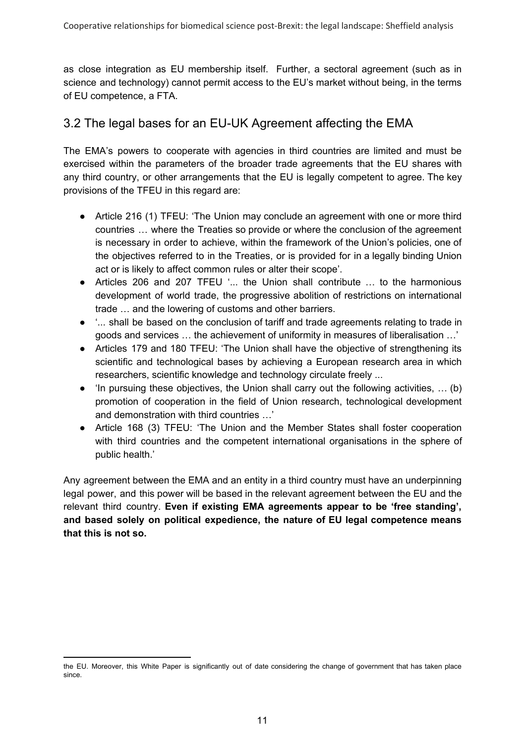as close integration as EU membership itself. Further, a sectoral agreement (such as in science and technology) cannot permit access to the EU's market without being, in the terms of EU competence, a FTA.

## 3.2 The legal bases for an EU-UK Agreement affecting the EMA

The EMA's powers to cooperate with agencies in third countries are limited and must be exercised within the parameters of the broader trade agreements that the EU shares with any third country, or other arrangements that the EU is legally competent to agree. The key provisions of the TFEU in this regard are:

- Article 216 (1) TFEU: 'The Union may conclude an agreement with one or more third countries … where the Treaties so provide or where the conclusion of the agreement is necessary in order to achieve, within the framework of the Union's policies, one of the objectives referred to in the Treaties, or is provided for in a legally binding Union act or is likely to affect common rules or alter their scope'.
- Articles 206 and 207 TFEU '... the Union shall contribute … to the harmonious development of world trade, the progressive abolition of restrictions on international trade … and the lowering of customs and other barriers.
- '... shall be based on the conclusion of tariff and trade agreements relating to trade in goods and services … the achievement of uniformity in measures of liberalisation …'
- Articles 179 and 180 TFEU: 'The Union shall have the objective of strengthening its scientific and technological bases by achieving a European research area in which researchers, scientific knowledge and technology circulate freely ...
- 'In pursuing these objectives, the Union shall carry out the following activities, … (b) promotion of cooperation in the field of Union research, technological development and demonstration with third countries …'
- Article 168 (3) TFEU: 'The Union and the Member States shall foster cooperation with third countries and the competent international organisations in the sphere of public health.'

Any agreement between the EMA and an entity in a third country must have an underpinning legal power, and this power will be based in the relevant agreement between the EU and the relevant third country. **Even if existing EMA agreements appear to be 'free standing', and based solely on political expedience, the nature of EU legal competence means that this is not so.**

the EU. Moreover, this White Paper is significantly out of date considering the change of government that has taken place since.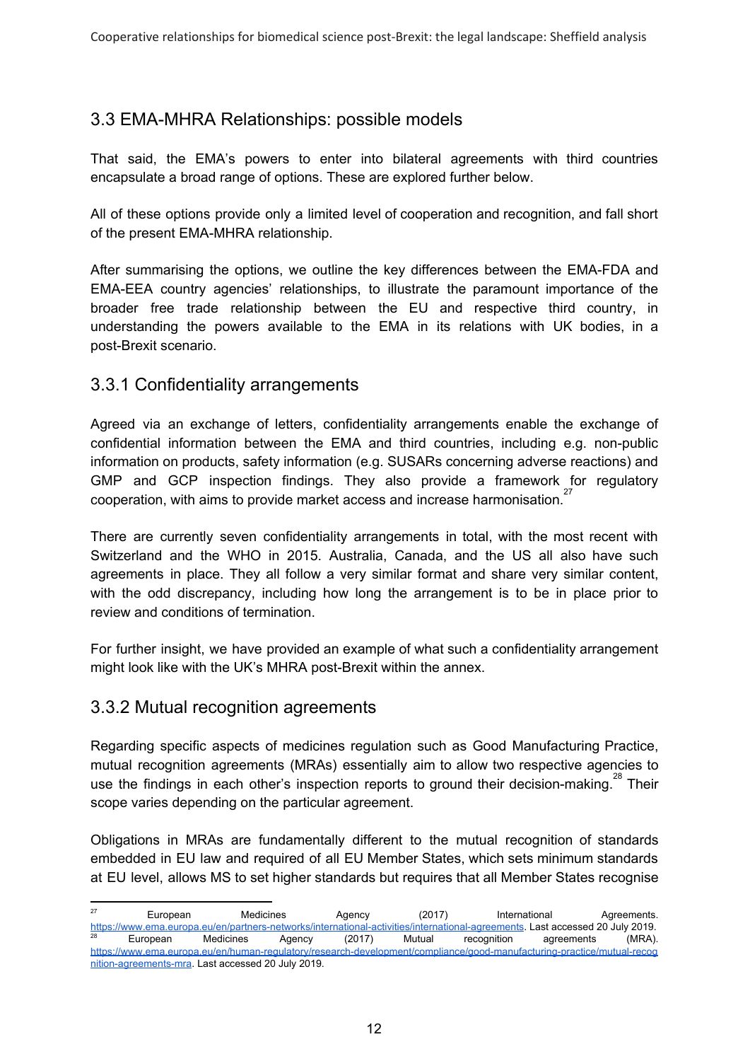## 3.3 EMA-MHRA Relationships: possible models

That said, the EMA's powers to enter into bilateral agreements with third countries encapsulate a broad range of options. These are explored further below.

All of these options provide only a limited level of cooperation and recognition, and fall short of the present EMA-MHRA relationship.

After summarising the options, we outline the key differences between the EMA-FDA and EMA-EEA country agencies' relationships, to illustrate the paramount importance of the broader free trade relationship between the EU and respective third country, in understanding the powers available to the EMA in its relations with UK bodies, in a post-Brexit scenario.

### 3.3.1 Confidentiality arrangements

Agreed via an exchange of letters, confidentiality arrangements enable the exchange of confidential information between the EMA and third countries, including e.g. non-public information on products, safety information (e.g. SUSARs concerning adverse reactions) and GMP and GCP inspection findings. They also provide a framework for regulatory cooperation, with aims to provide market access and increase harmonisation.[27]

There are currently seven confidentiality arrangements in total, with the most recent with Switzerland and the WHO in 2015. Australia, Canada, and the US all also have such agreements in place. They all follow a very similar format and share very similar content, with the odd discrepancy, including how long the arrangement is to be in place prior to review and conditions of termination.

For further insight, we have provided an example of what such a confidentiality arrangement might look like with the UK's MHRA post-Brexit within the annex.

### 3.3.2 Mutual recognition agreements

Regarding specific aspects of medicines regulation such as Good Manufacturing Practice, mutual recognition agreements (MRAs) essentially aim to allow two respective agencies to use the findings in each other's inspection reports to ground their decision-making.[28] Their scope varies depending on the particular agreement.

Obligations in MRAs are fundamentally different to the mutual recognition of standards embedded in EU law and required of all EU Member States, which sets minimum standards at EU level, allows MS to set higher standards but requires that all Member States recognise

---

[27] European Medicines Agency (2017) International Agreements. https://www.ema.europa.eu/en/partners-networks/international-activities/international-agreements. Last accessed 20 July 2019.

[28] European Medicines Agency (2017) Mutual recognition agreements (MRA). https://www.ema.europa.eu/en/human-regulatory/research-development/compliance/good-manufacturing-practice/mutual-recognition-agreements-mra. Last accessed 20 July 2019.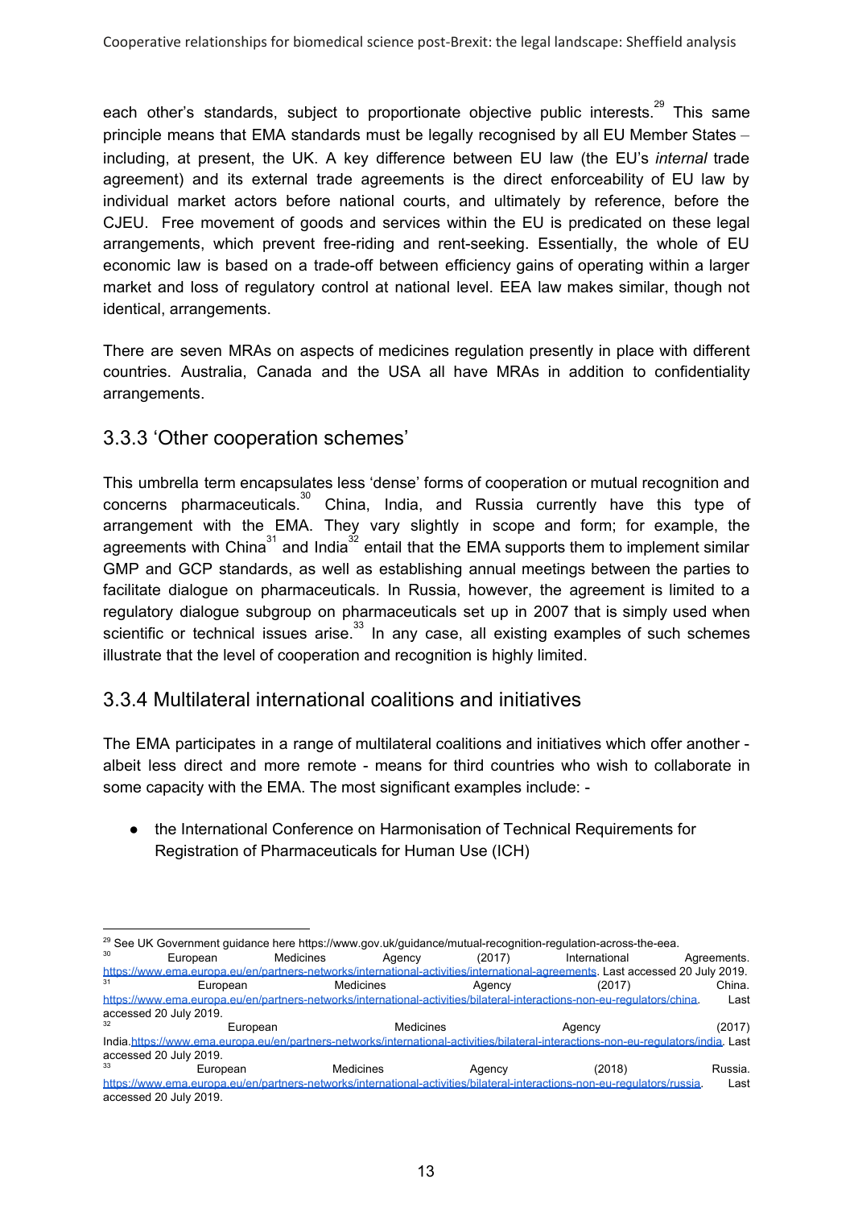each other's standards, subject to proportionate objective public interests.[29] This same principle means that EMA standards must be legally recognised by all EU Member States – including, at present, the UK. A key difference between EU law (the EU's *internal* trade agreement) and its external trade agreements is the direct enforceability of EU law by individual market actors before national courts, and ultimately by reference, before the CJEU. Free movement of goods and services within the EU is predicated on these legal arrangements, which prevent free-riding and rent-seeking. Essentially, the whole of EU economic law is based on a trade-off between efficiency gains of operating within a larger market and loss of regulatory control at national level. EEA law makes similar, though not identical, arrangements.

There are seven MRAs on aspects of medicines regulation presently in place with different countries. Australia, Canada and the USA all have MRAs in addition to confidentiality arrangements.

### 3.3.3 'Other cooperation schemes'

This umbrella term encapsulates less 'dense' forms of cooperation or mutual recognition and concerns pharmaceuticals.[30] China, India, and Russia currently have this type of arrangement with the EMA. They vary slightly in scope and form; for example, the agreements with China[31] and India[32] entail that the EMA supports them to implement similar GMP and GCP standards, as well as establishing annual meetings between the parties to facilitate dialogue on pharmaceuticals. In Russia, however, the agreement is limited to a regulatory dialogue subgroup on pharmaceuticals set up in 2007 that is simply used when scientific or technical issues arise.[33] In any case, all existing examples of such schemes illustrate that the level of cooperation and recognition is highly limited.

### 3.3.4 Multilateral international coalitions and initiatives

The EMA participates in a range of multilateral coalitions and initiatives which offer another - albeit less direct and more remote - means for third countries who wish to collaborate in some capacity with the EMA. The most significant examples include: -

- the International Conference on Harmonisation of Technical Requirements for Registration of Pharmaceuticals for Human Use (ICH)

---

[29] See UK Government guidance here https://www.gov.uk/guidance/mutual-recognition-regulation-across-the-eea.

[30] European Medicines Agency (2017) International Agreements. https://www.ema.europa.eu/en/partners-networks/international-activities/international-agreements. Last accessed 20 July 2019.

[31] European Medicines Agency (2017) China. https://www.ema.europa.eu/en/partners-networks/international-activities/bilateral-interactions-non-eu-regulators/china. Last accessed 20 July 2019.

[32] European Medicines Agency (2017) India.https://www.ema.europa.eu/en/partners-networks/international-activities/bilateral-interactions-non-eu-regulators/india. Last accessed 20 July 2019.

[33] European Medicines Agency (2018) Russia. https://www.ema.europa.eu/en/partners-networks/international-activities/bilateral-interactions-non-eu-regulators/russia. Last accessed 20 July 2019.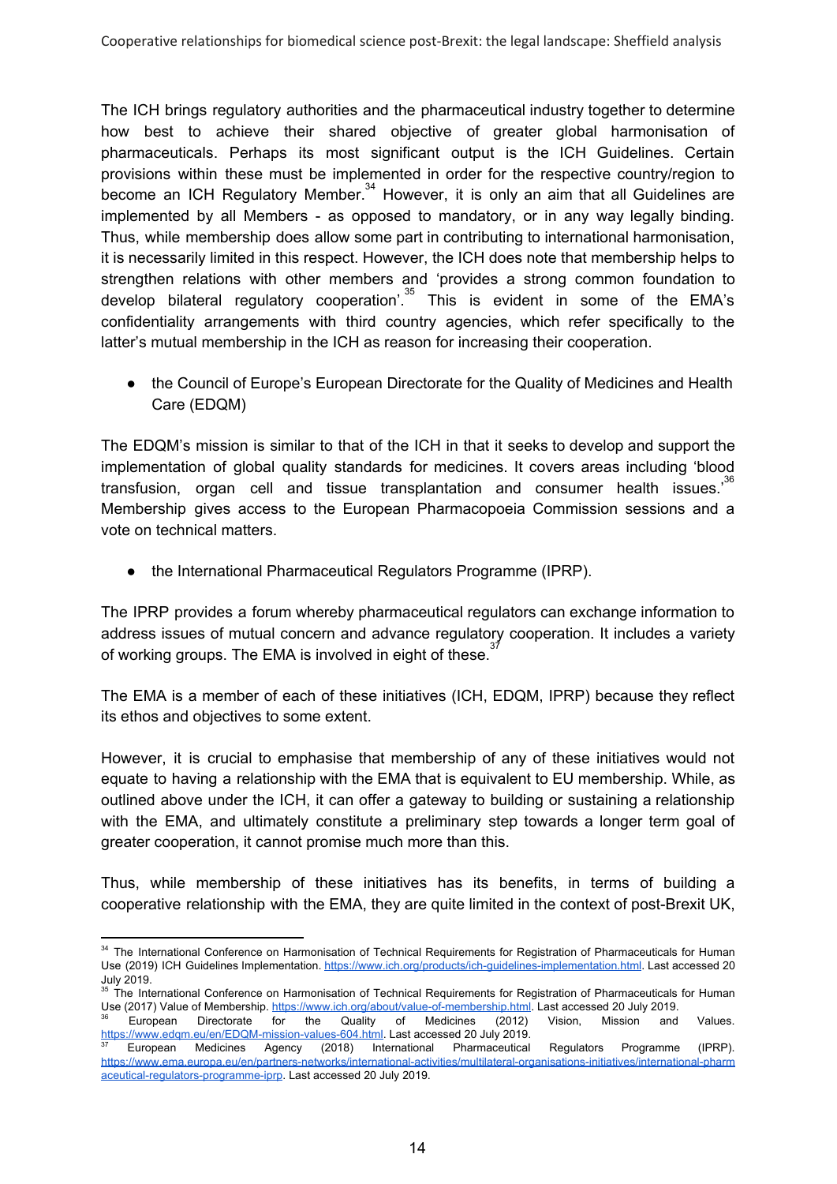The ICH brings regulatory authorities and the pharmaceutical industry together to determine how best to achieve their shared objective of greater global harmonisation of pharmaceuticals. Perhaps its most significant output is the ICH Guidelines. Certain provisions within these must be implemented in order for the respective country/region to become an ICH Regulatory Member.[34] However, it is only an aim that all Guidelines are implemented by all Members - as opposed to mandatory, or in any way legally binding. Thus, while membership does allow some part in contributing to international harmonisation, it is necessarily limited in this respect. However, the ICH does note that membership helps to strengthen relations with other members and 'provides a strong common foundation to develop bilateral regulatory cooperation'.[35] This is evident in some of the EMA's confidentiality arrangements with third country agencies, which refer specifically to the latter's mutual membership in the ICH as reason for increasing their cooperation.

- the Council of Europe's European Directorate for the Quality of Medicines and Health Care (EDQM)

The EDQM's mission is similar to that of the ICH in that it seeks to develop and support the implementation of global quality standards for medicines. It covers areas including 'blood transfusion, organ cell and tissue transplantation and consumer health issues.'[36] Membership gives access to the European Pharmacopoeia Commission sessions and a vote on technical matters.

- the International Pharmaceutical Regulators Programme (IPRP).

The IPRP provides a forum whereby pharmaceutical regulators can exchange information to address issues of mutual concern and advance regulatory cooperation. It includes a variety of working groups. The EMA is involved in eight of these.[37]

The EMA is a member of each of these initiatives (ICH, EDQM, IPRP) because they reflect its ethos and objectives to some extent.

However, it is crucial to emphasise that membership of any of these initiatives would not equate to having a relationship with the EMA that is equivalent to EU membership. While, as outlined above under the ICH, it can offer a gateway to building or sustaining a relationship with the EMA, and ultimately constitute a preliminary step towards a longer term goal of greater cooperation, it cannot promise much more than this.

Thus, while membership of these initiatives has its benefits, in terms of building a cooperative relationship with the EMA, they are quite limited in the context of post-Brexit UK,

---

[34] The International Conference on Harmonisation of Technical Requirements for Registration of Pharmaceuticals for Human Use (2019) ICH Guidelines Implementation. https://www.ich.org/products/ich-guidelines-implementation.html. Last accessed 20 July 2019.

[35] The International Conference on Harmonisation of Technical Requirements for Registration of Pharmaceuticals for Human Use (2017) Value of Membership. https://www.ich.org/about/value-of-membership.html. Last accessed 20 July 2019.

[36] European Directorate for the Quality of Medicines (2012) Vision, Mission and Values. https://www.edqm.eu/en/EDQM-mission-values-604.html. Last accessed 20 July 2019.

[37] European Medicines Agency (2018) International Pharmaceutical Regulators Programme (IPRP). https://www.ema.europa.eu/en/partners-networks/international-activities/multilateral-organisations-initiatives/international-pharmaceutical-regulators-programme-iprp. Last accessed 20 July 2019.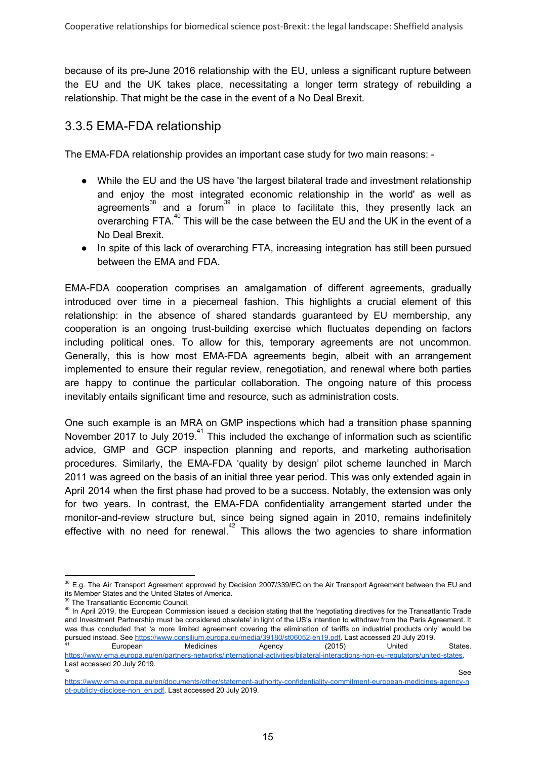because of its pre-June 2016 relationship with the EU, unless a significant rupture between the EU and the UK takes place, necessitating a longer term strategy of rebuilding a relationship. That might be the case in the event of a No Deal Brexit.

### 3.3.5 EMA-FDA relationship

The EMA-FDA relationship provides an important case study for two main reasons: -

- While the EU and the US have 'the largest bilateral trade and investment relationship and enjoy the most integrated economic relationship in the world' as well as agreements[38] and a forum[39] in place to facilitate this, they presently lack an overarching FTA.[40] This will be the case between the EU and the UK in the event of a No Deal Brexit.
- In spite of this lack of overarching FTA, increasing integration has still been pursued between the EMA and FDA.

EMA-FDA cooperation comprises an amalgamation of different agreements, gradually introduced over time in a piecemeal fashion. This highlights a crucial element of this relationship: in the absence of shared standards guaranteed by EU membership, any cooperation is an ongoing trust-building exercise which fluctuates depending on factors including political ones. To allow for this, temporary agreements are not uncommon. Generally, this is how most EMA-FDA agreements begin, albeit with an arrangement implemented to ensure their regular review, renegotiation, and renewal where both parties are happy to continue the particular collaboration. The ongoing nature of this process inevitably entails significant time and resource, such as administration costs.

One such example is an MRA on GMP inspections which had a transition phase spanning November 2017 to July 2019.[41] This included the exchange of information such as scientific advice, GMP and GCP inspection planning and reports, and marketing authorisation procedures. Similarly, the EMA-FDA 'quality by design' pilot scheme launched in March 2011 was agreed on the basis of an initial three year period. This was only extended again in April 2014 when the first phase had proved to be a success. Notably, the extension was only for two years. In contrast, the EMA-FDA confidentiality arrangement started under the monitor-and-review structure but, since being signed again in 2010, remains indefinitely effective with no need for renewal.[42] This allows the two agencies to share information

---

[38] E.g. The Air Transport Agreement approved by Decision 2007/339/EC on the Air Transport Agreement between the EU and its Member States and the United States of America.

[39] The Transatlantic Economic Council.

[40] In April 2019, the European Commission issued a decision stating that the 'negotiating directives for the Transatlantic Trade and Investment Partnership must be considered obsolete' in light of the US's intention to withdraw from the Paris Agreement. It was thus concluded that 'a more limited agreement covering the elimination of tariffs on industrial products only' would be pursued instead. See https://www.consilium.europa.eu/media/39180/st06052-en19.pdf. Last accessed 20 July 2019.

[41] European Medicines Agency (2015) United States. https://www.ema.europa.eu/en/partners-networks/international-activities/bilateral-interactions-non-eu-regulators/united-states. Last accessed 20 July 2019.

[42] See https://www.ema.europa.eu/en/documents/other/statement-authority-confidentiality-commitment-european-medicines-agency-not-publicly-disclose-non_en.pdf. Last accessed 20 July 2019.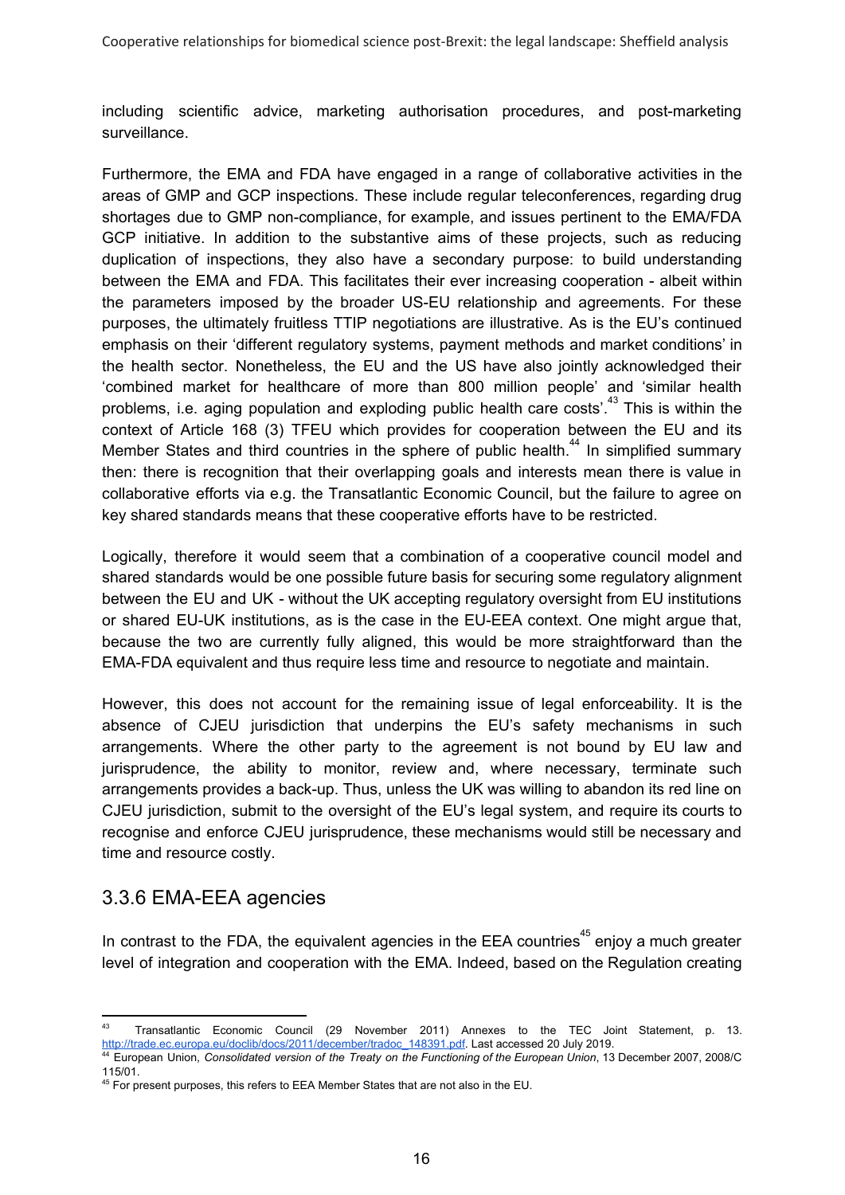including scientific advice, marketing authorisation procedures, and post-marketing surveillance.

Furthermore, the EMA and FDA have engaged in a range of collaborative activities in the areas of GMP and GCP inspections. These include regular teleconferences, regarding drug shortages due to GMP non-compliance, for example, and issues pertinent to the EMA/FDA GCP initiative. In addition to the substantive aims of these projects, such as reducing duplication of inspections, they also have a secondary purpose: to build understanding between the EMA and FDA. This facilitates their ever increasing cooperation - albeit within the parameters imposed by the broader US-EU relationship and agreements. For these purposes, the ultimately fruitless TTIP negotiations are illustrative. As is the EU's continued emphasis on their 'different regulatory systems, payment methods and market conditions' in the health sector. Nonetheless, the EU and the US have also jointly acknowledged their 'combined market for healthcare of more than 800 million people' and 'similar health problems, i.e. aging population and exploding public health care costs'.[43] This is within the context of Article 168 (3) TFEU which provides for cooperation between the EU and its Member States and third countries in the sphere of public health.[44] In simplified summary then: there is recognition that their overlapping goals and interests mean there is value in collaborative efforts via e.g. the Transatlantic Economic Council, but the failure to agree on key shared standards means that these cooperative efforts have to be restricted.

Logically, therefore it would seem that a combination of a cooperative council model and shared standards would be one possible future basis for securing some regulatory alignment between the EU and UK - without the UK accepting regulatory oversight from EU institutions or shared EU-UK institutions, as is the case in the EU-EEA context. One might argue that, because the two are currently fully aligned, this would be more straightforward than the EMA-FDA equivalent and thus require less time and resource to negotiate and maintain.

However, this does not account for the remaining issue of legal enforceability. It is the absence of CJEU jurisdiction that underpins the EU's safety mechanisms in such arrangements. Where the other party to the agreement is not bound by EU law and jurisprudence, the ability to monitor, review and, where necessary, terminate such arrangements provides a back-up. Thus, unless the UK was willing to abandon its red line on CJEU jurisdiction, submit to the oversight of the EU's legal system, and require its courts to recognise and enforce CJEU jurisprudence, these mechanisms would still be necessary and time and resource costly.

### 3.3.6 EMA-EEA agencies

In contrast to the FDA, the equivalent agencies in the EEA countries[45] enjoy a much greater level of integration and cooperation with the EMA. Indeed, based on the Regulation creating

---

[43] Transatlantic Economic Council (29 November 2011) Annexes to the TEC Joint Statement, p. 13. http://trade.ec.europa.eu/doclib/docs/2011/december/tradoc_148391.pdf. Last accessed 20 July 2019.

[44] European Union, *Consolidated version of the Treaty on the Functioning of the European Union*, 13 December 2007, 2008/C 115/01.

[45] For present purposes, this refers to EEA Member States that are not also in the EU.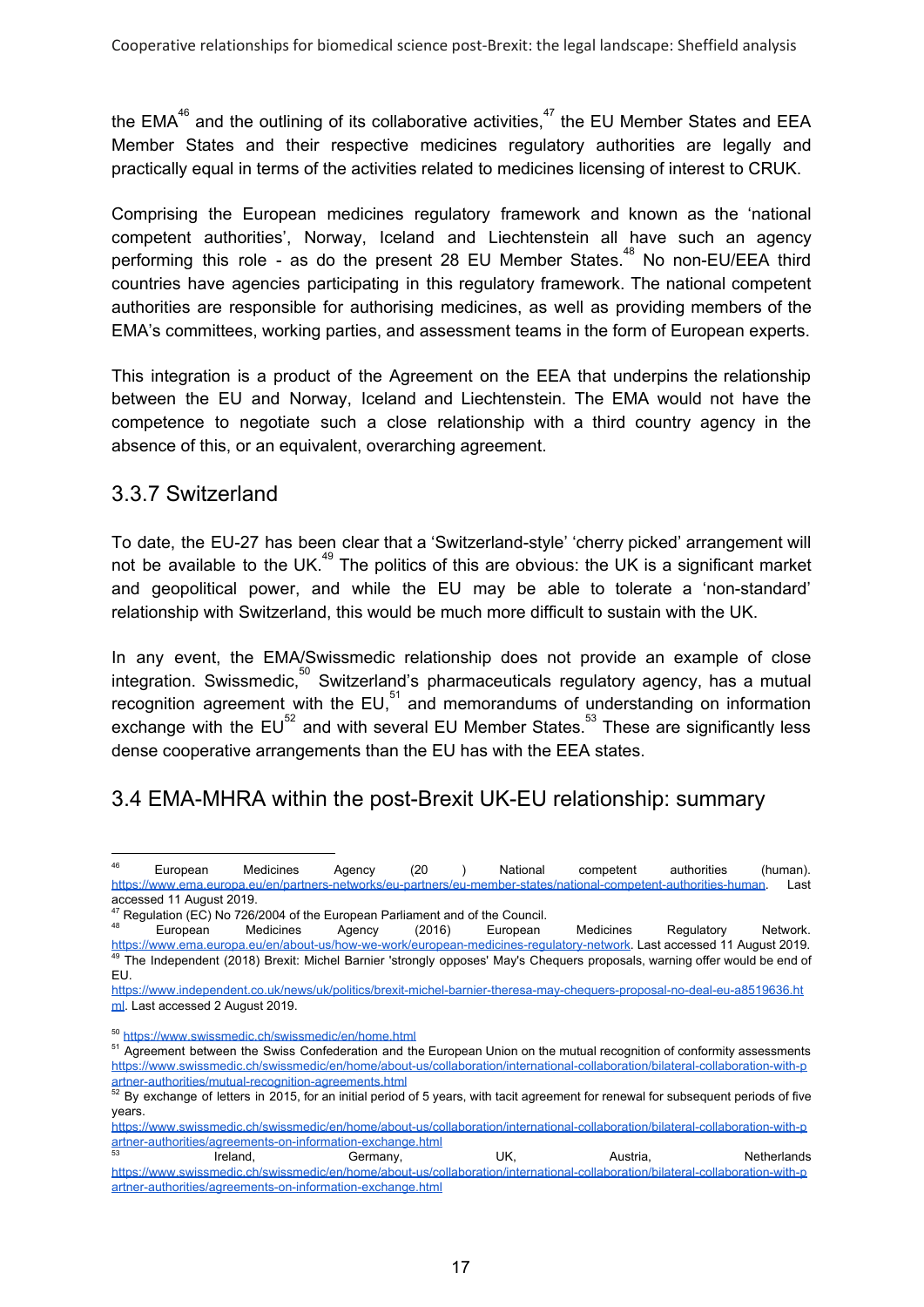the EMA[46] and the outlining of its collaborative activities,[47] the EU Member States and EEA Member States and their respective medicines regulatory authorities are legally and practically equal in terms of the activities related to medicines licensing of interest to CRUK.

Comprising the European medicines regulatory framework and known as the 'national competent authorities', Norway, Iceland and Liechtenstein all have such an agency performing this role - as do the present 28 EU Member States.[48] No non-EU/EEA third countries have agencies participating in this regulatory framework. The national competent authorities are responsible for authorising medicines, as well as providing members of the EMA's committees, working parties, and assessment teams in the form of European experts.

This integration is a product of the Agreement on the EEA that underpins the relationship between the EU and Norway, Iceland and Liechtenstein. The EMA would not have the competence to negotiate such a close relationship with a third country agency in the absence of this, or an equivalent, overarching agreement.

### 3.3.7 Switzerland

To date, the EU-27 has been clear that a 'Switzerland-style' 'cherry picked' arrangement will not be available to the UK.[49] The politics of this are obvious: the UK is a significant market and geopolitical power, and while the EU may be able to tolerate a 'non-standard' relationship with Switzerland, this would be much more difficult to sustain with the UK.

In any event, the EMA/Swissmedic relationship does not provide an example of close integration. Swissmedic,[50] Switzerland's pharmaceuticals regulatory agency, has a mutual recognition agreement with the EU,[51] and memorandums of understanding on information exchange with the EU[52] and with several EU Member States.[53] These are significantly less dense cooperative arrangements than the EU has with the EEA states.

## 3.4 EMA-MHRA within the post-Brexit UK-EU relationship: summary

---

[46] European Medicines Agency (20 ) National competent authorities (human). https://www.ema.europa.eu/en/partners-networks/eu-partners/eu-member-states/national-competent-authorities-human. Last accessed 11 August 2019.

[47] Regulation (EC) No 726/2004 of the European Parliament and of the Council.

[48] European Medicines Agency (2016) European Medicines Regulatory Network. https://www.ema.europa.eu/en/about-us/how-we-work/european-medicines-regulatory-network. Last accessed 11 August 2019.

[49] The Independent (2018) Brexit: Michel Barnier 'strongly opposes' May's Chequers proposals, warning offer would be end of EU. https://www.independent.co.uk/news/uk/politics/brexit-michel-barnier-theresa-may-chequers-proposal-no-deal-eu-a8519636.html. Last accessed 2 August 2019.

[50] https://www.swissmedic.ch/swissmedic/en/home.html

[51] Agreement between the Swiss Confederation and the European Union on the mutual recognition of conformity assessments https://www.swissmedic.ch/swissmedic/en/home/about-us/collaboration/international-collaboration/bilateral-collaboration-with-partner-authorities/mutual-recognition-agreements.html

[52] By exchange of letters in 2015, for an initial period of 5 years, with tacit agreement for renewal for subsequent periods of five years. https://www.swissmedic.ch/swissmedic/en/home/about-us/collaboration/international-collaboration/bilateral-collaboration-with-partner-authorities/agreements-on-information-exchange.html

[53] Ireland, Germany, UK, Austria, Netherlands https://www.swissmedic.ch/swissmedic/en/home/about-us/collaboration/international-collaboration/bilateral-collaboration-with-partner-authorities/agreements-on-information-exchange.html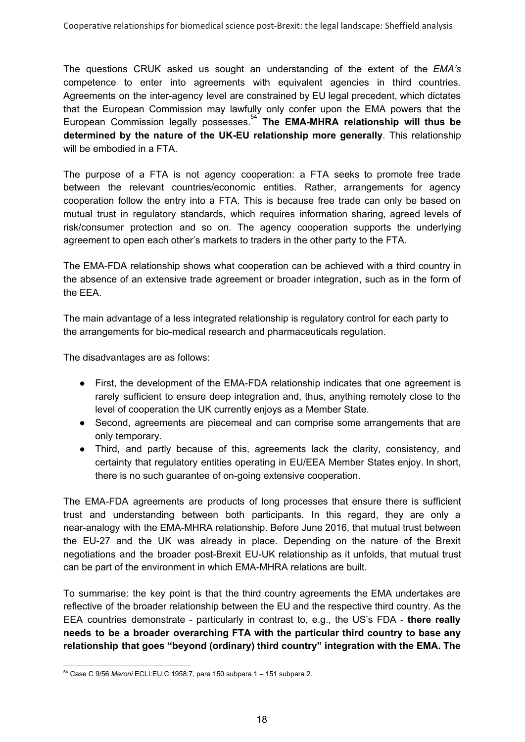The questions CRUK asked us sought an understanding of the extent of the *EMA's* competence to enter into agreements with equivalent agencies in third countries. Agreements on the inter-agency level are constrained by EU legal precedent, which dictates that the European Commission may lawfully only confer upon the EMA powers that the European Commission legally possesses.[54] **The EMA-MHRA relationship will thus be determined by the nature of the UK-EU relationship more generally**. This relationship will be embodied in a FTA.

The purpose of a FTA is not agency cooperation: a FTA seeks to promote free trade between the relevant countries/economic entities. Rather, arrangements for agency cooperation follow the entry into a FTA. This is because free trade can only be based on mutual trust in regulatory standards, which requires information sharing, agreed levels of risk/consumer protection and so on. The agency cooperation supports the underlying agreement to open each other's markets to traders in the other party to the FTA.

The EMA-FDA relationship shows what cooperation can be achieved with a third country in the absence of an extensive trade agreement or broader integration, such as in the form of the EEA.

The main advantage of a less integrated relationship is regulatory control for each party to the arrangements for bio-medical research and pharmaceuticals regulation.

The disadvantages are as follows:

- First, the development of the EMA-FDA relationship indicates that one agreement is rarely sufficient to ensure deep integration and, thus, anything remotely close to the level of cooperation the UK currently enjoys as a Member State.
- Second, agreements are piecemeal and can comprise some arrangements that are only temporary.
- Third, and partly because of this, agreements lack the clarity, consistency, and certainty that regulatory entities operating in EU/EEA Member States enjoy. In short, there is no such guarantee of on-going extensive cooperation.

The EMA-FDA agreements are products of long processes that ensure there is sufficient trust and understanding between both participants. In this regard, they are only a near-analogy with the EMA-MHRA relationship. Before June 2016, that mutual trust between the EU-27 and the UK was already in place. Depending on the nature of the Brexit negotiations and the broader post-Brexit EU-UK relationship as it unfolds, that mutual trust can be part of the environment in which EMA-MHRA relations are built.

To summarise: the key point is that the third country agreements the EMA undertakes are reflective of the broader relationship between the EU and the respective third country. As the EEA countries demonstrate - particularly in contrast to, e.g., the US's FDA - **there really needs to be a broader overarching FTA with the particular third country to base any relationship that goes "beyond (ordinary) third country" integration with the EMA. The**

---

[54] Case C 9/56 *Meroni* ECLI:EU:C:1958:7, para 150 subpara 1 – 151 subpara 2.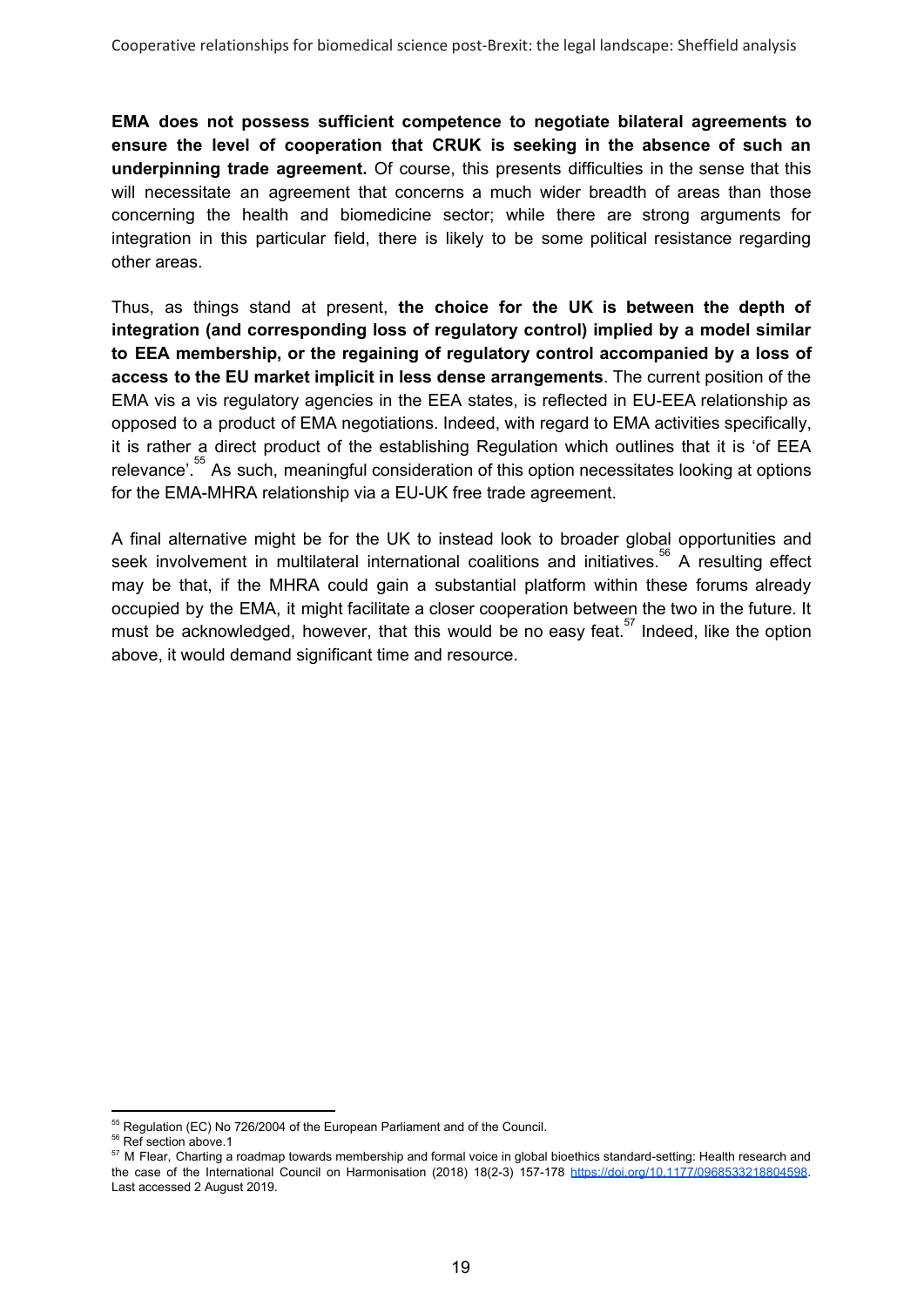**EMA does not possess sufficient competence to negotiate bilateral agreements to ensure the level of cooperation that CRUK is seeking in the absence of such an underpinning trade agreement.** Of course, this presents difficulties in the sense that this will necessitate an agreement that concerns a much wider breadth of areas than those concerning the health and biomedicine sector; while there are strong arguments for integration in this particular field, there is likely to be some political resistance regarding other areas.

Thus, as things stand at present, **the choice for the UK is between the depth of integration (and corresponding loss of regulatory control) implied by a model similar to EEA membership, or the regaining of regulatory control accompanied by a loss of access to the EU market implicit in less dense arrangements**. The current position of the EMA vis a vis regulatory agencies in the EEA states, is reflected in EU-EEA relationship as opposed to a product of EMA negotiations. Indeed, with regard to EMA activities specifically, it is rather a direct product of the establishing Regulation which outlines that it is 'of EEA relevance'.[55] As such, meaningful consideration of this option necessitates looking at options for the EMA-MHRA relationship via a EU-UK free trade agreement.

A final alternative might be for the UK to instead look to broader global opportunities and seek involvement in multilateral international coalitions and initiatives.[56] A resulting effect may be that, if the MHRA could gain a substantial platform within these forums already occupied by the EMA, it might facilitate a closer cooperation between the two in the future. It must be acknowledged, however, that this would be no easy feat.[57] Indeed, like the option above, it would demand significant time and resource.

---

[55] Regulation (EC) No 726/2004 of the European Parliament and of the Council.

[56] Ref section above.1

[57] M Flear, Charting a roadmap towards membership and formal voice in global bioethics standard-setting: Health research and the case of the International Council on Harmonisation (2018) 18(2-3) 157-178 https://doi.org/10.1177/0968533218804598. Last accessed 2 August 2019.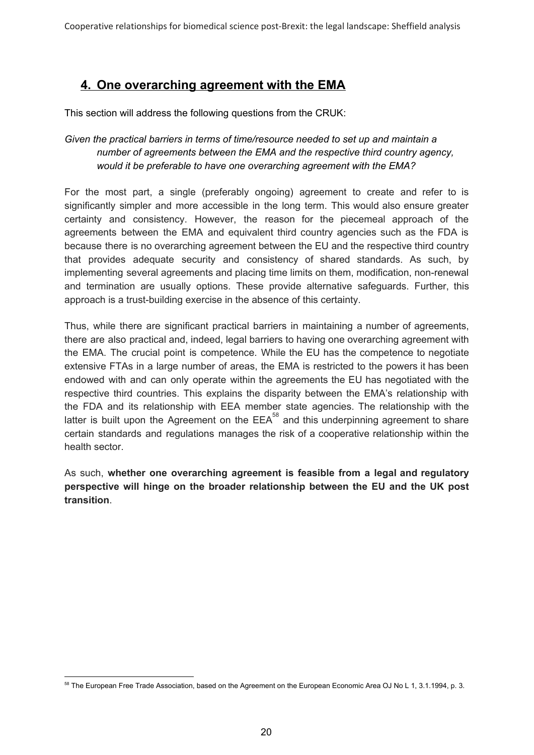## 4. One overarching agreement with the EMA

This section will address the following questions from the CRUK:

*Given the practical barriers in terms of time/resource needed to set up and maintain a number of agreements between the EMA and the respective third country agency, would it be preferable to have one overarching agreement with the EMA?*

For the most part, a single (preferably ongoing) agreement to create and refer to is significantly simpler and more accessible in the long term. This would also ensure greater certainty and consistency. However, the reason for the piecemeal approach of the agreements between the EMA and equivalent third country agencies such as the FDA is because there is no overarching agreement between the EU and the respective third country that provides adequate security and consistency of shared standards. As such, by implementing several agreements and placing time limits on them, modification, non-renewal and termination are usually options. These provide alternative safeguards. Further, this approach is a trust-building exercise in the absence of this certainty.

Thus, while there are significant practical barriers in maintaining a number of agreements, there are also practical and, indeed, legal barriers to having one overarching agreement with the EMA. The crucial point is competence. While the EU has the competence to negotiate extensive FTAs in a large number of areas, the EMA is restricted to the powers it has been endowed with and can only operate within the agreements the EU has negotiated with the respective third countries. This explains the disparity between the EMA's relationship with the FDA and its relationship with EEA member state agencies. The relationship with the latter is built upon the Agreement on the EEA[58] and this underpinning agreement to share certain standards and regulations manages the risk of a cooperative relationship within the health sector.

As such, **whether one overarching agreement is feasible from a legal and regulatory perspective will hinge on the broader relationship between the EU and the UK post transition**.

---

[58] The European Free Trade Association, based on the Agreement on the European Economic Area OJ No L 1, 3.1.1994, p. 3.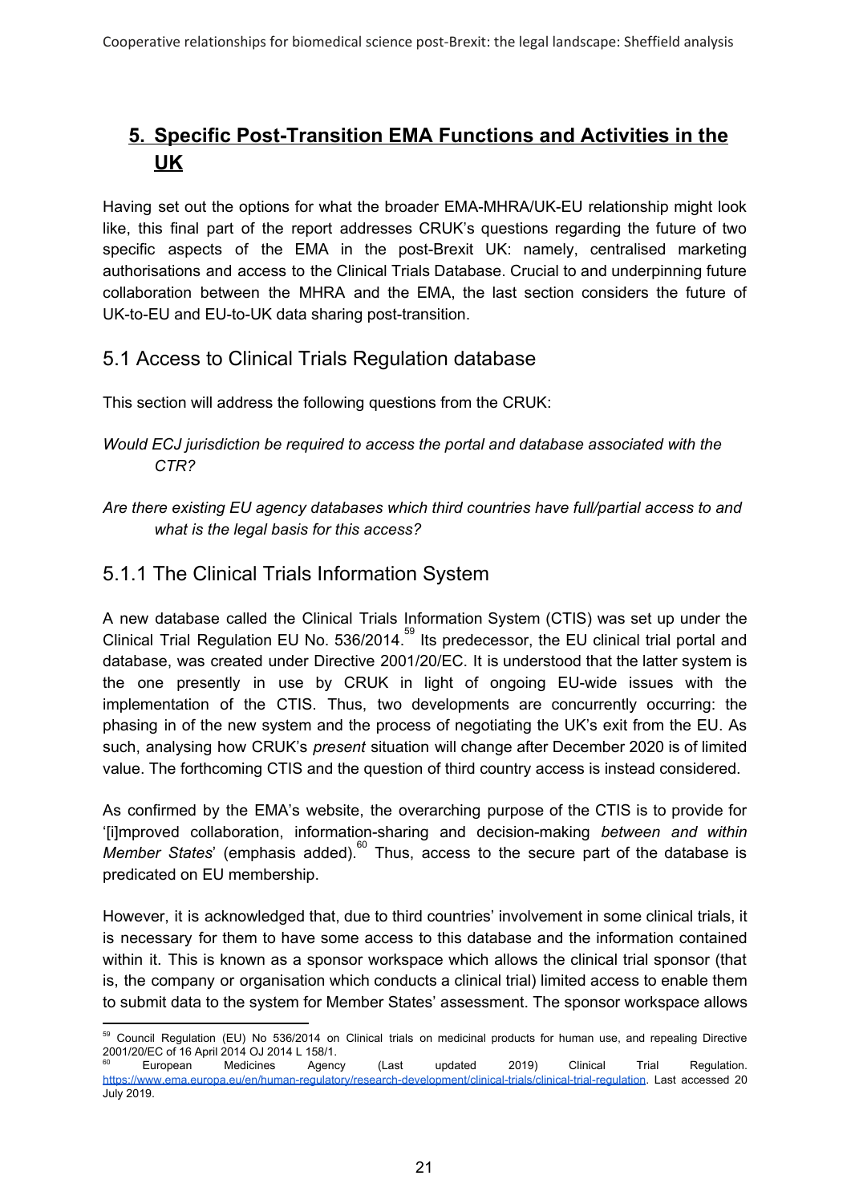## 5. Specific Post-Transition EMA Functions and Activities in the UK

Having set out the options for what the broader EMA-MHRA/UK-EU relationship might look like, this final part of the report addresses CRUK's questions regarding the future of two specific aspects of the EMA in the post-Brexit UK: namely, centralised marketing authorisations and access to the Clinical Trials Database. Crucial to and underpinning future collaboration between the MHRA and the EMA, the last section considers the future of UK-to-EU and EU-to-UK data sharing post-transition.

### 5.1 Access to Clinical Trials Regulation database

This section will address the following questions from the CRUK:

*Would ECJ jurisdiction be required to access the portal and database associated with the CTR?*

*Are there existing EU agency databases which third countries have full/partial access to and what is the legal basis for this access?*

### 5.1.1 The Clinical Trials Information System

A new database called the Clinical Trials Information System (CTIS) was set up under the Clinical Trial Regulation EU No. 536/2014.[59] Its predecessor, the EU clinical trial portal and database, was created under Directive 2001/20/EC. It is understood that the latter system is the one presently in use by CRUK in light of ongoing EU-wide issues with the implementation of the CTIS. Thus, two developments are concurrently occurring: the phasing in of the new system and the process of negotiating the UK's exit from the EU. As such, analysing how CRUK's *present* situation will change after December 2020 is of limited value. The forthcoming CTIS and the question of third country access is instead considered.

As confirmed by the EMA's website, the overarching purpose of the CTIS is to provide for '[i]mproved collaboration, information-sharing and decision-making *between and within Member States*' (emphasis added).[60] Thus, access to the secure part of the database is predicated on EU membership.

However, it is acknowledged that, due to third countries' involvement in some clinical trials, it is necessary for them to have some access to this database and the information contained within it. This is known as a sponsor workspace which allows the clinical trial sponsor (that is, the company or organisation which conducts a clinical trial) limited access to enable them to submit data to the system for Member States' assessment. The sponsor workspace allows

---

[59] Council Regulation (EU) No 536/2014 on Clinical trials on medicinal products for human use, and repealing Directive 2001/20/EC of 16 April 2014 OJ 2014 L 158/1.

[60] European Medicines Agency (Last updated 2019) Clinical Trial Regulation. https://www.ema.europa.eu/en/human-regulatory/research-development/clinical-trials/clinical-trial-regulation. Last accessed 20 July 2019.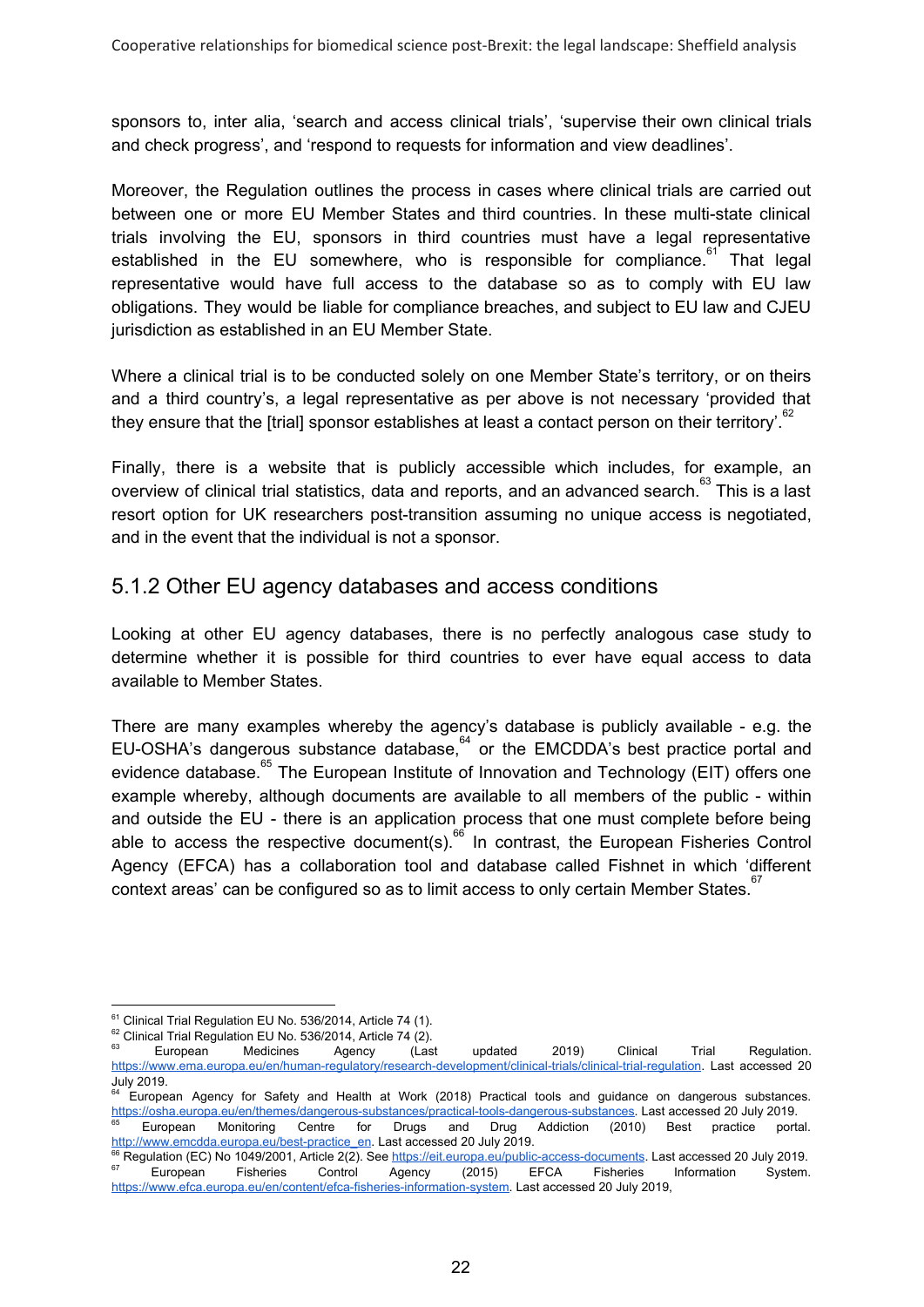sponsors to, inter alia, 'search and access clinical trials', 'supervise their own clinical trials and check progress', and 'respond to requests for information and view deadlines'.

Moreover, the Regulation outlines the process in cases where clinical trials are carried out between one or more EU Member States and third countries. In these multi-state clinical trials involving the EU, sponsors in third countries must have a legal representative established in the EU somewhere, who is responsible for compliance.[61] That legal representative would have full access to the database so as to comply with EU law obligations. They would be liable for compliance breaches, and subject to EU law and CJEU jurisdiction as established in an EU Member State.

Where a clinical trial is to be conducted solely on one Member State's territory, or on theirs and a third country's, a legal representative as per above is not necessary 'provided that they ensure that the [trial] sponsor establishes at least a contact person on their territory'.[62]

Finally, there is a website that is publicly accessible which includes, for example, an overview of clinical trial statistics, data and reports, and an advanced search.[63] This is a last resort option for UK researchers post-transition assuming no unique access is negotiated, and in the event that the individual is not a sponsor.

### 5.1.2 Other EU agency databases and access conditions

Looking at other EU agency databases, there is no perfectly analogous case study to determine whether it is possible for third countries to ever have equal access to data available to Member States.

There are many examples whereby the agency's database is publicly available - e.g. the EU-OSHA's dangerous substance database,[64] or the EMCDDA's best practice portal and evidence database.[65] The European Institute of Innovation and Technology (EIT) offers one example whereby, although documents are available to all members of the public - within and outside the EU - there is an application process that one must complete before being able to access the respective document(s).[66] In contrast, the European Fisheries Control Agency (EFCA) has a collaboration tool and database called Fishnet in which 'different context areas' can be configured so as to limit access to only certain Member States.[67]

---

[61] Clinical Trial Regulation EU No. 536/2014, Article 74 (1).

[62] Clinical Trial Regulation EU No. 536/2014, Article 74 (2).

[63] European Medicines Agency (Last updated 2019) Clinical Trial Regulation. https://www.ema.europa.eu/en/human-regulatory/research-development/clinical-trials/clinical-trial-regulation. Last accessed 20 July 2019.

[64] European Agency for Safety and Health at Work (2018) Practical tools and guidance on dangerous substances. https://osha.europa.eu/en/themes/dangerous-substances/practical-tools-dangerous-substances. Last accessed 20 July 2019.

[65] European Monitoring Centre for Drugs and Drug Addiction (2010) Best practice portal. http://www.emcdda.europa.eu/best-practice_en. Last accessed 20 July 2019.

[66] Regulation (EC) No 1049/2001, Article 2(2). See https://eit.europa.eu/public-access-documents. Last accessed 20 July 2019.

[67] European Fisheries Control Agency (2015) EFCA Fisheries Information System. https://www.efca.europa.eu/en/content/efca-fisheries-information-system. Last accessed 20 July 2019,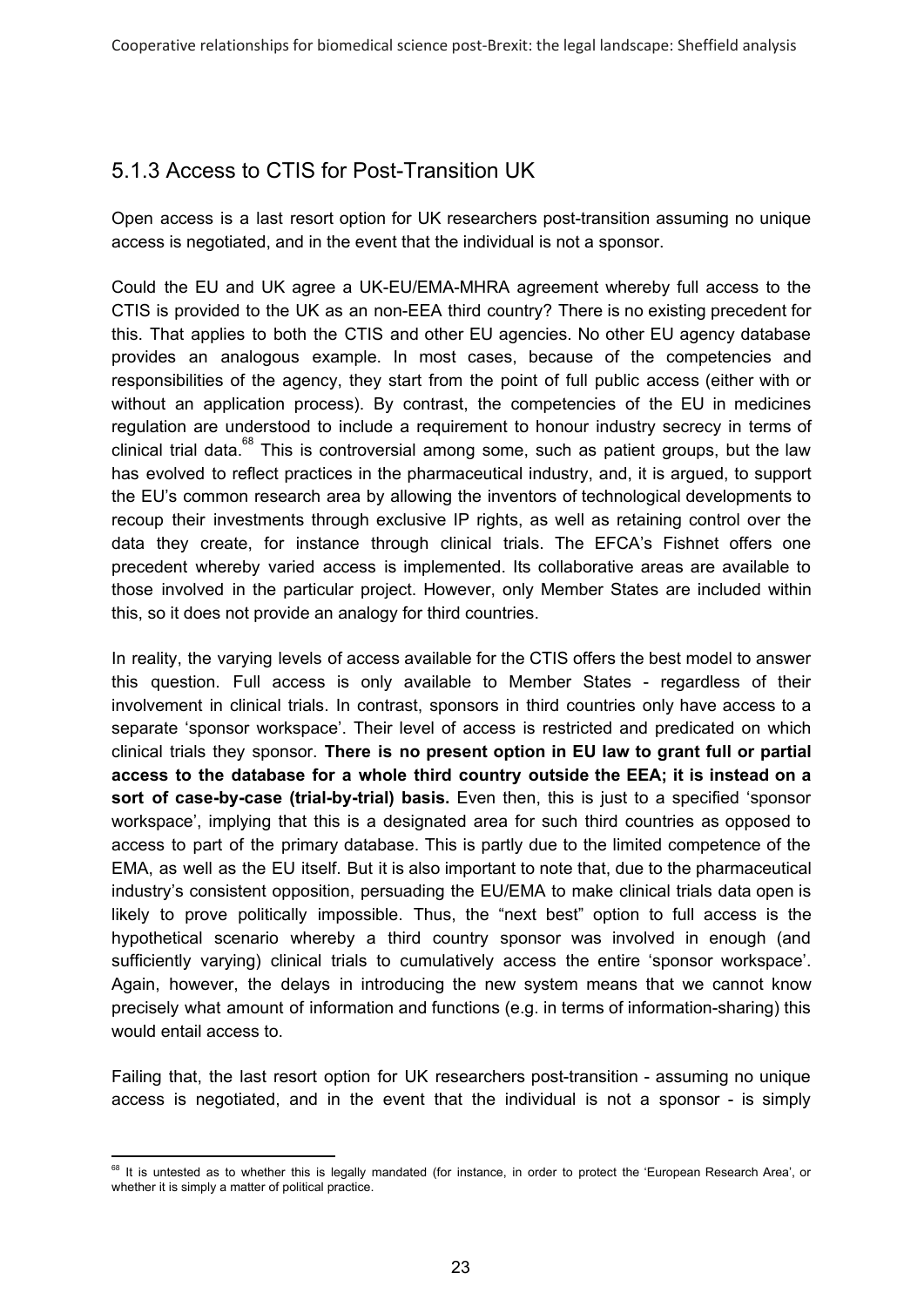## 5.1.3 Access to CTIS for Post-Transition UK

Open access is a last resort option for UK researchers post-transition assuming no unique access is negotiated, and in the event that the individual is not a sponsor.

Could the EU and UK agree a UK-EU/EMA-MHRA agreement whereby full access to the CTIS is provided to the UK as an non-EEA third country? There is no existing precedent for this. That applies to both the CTIS and other EU agencies. No other EU agency database provides an analogous example. In most cases, because of the competencies and responsibilities of the agency, they start from the point of full public access (either with or without an application process). By contrast, the competencies of the EU in medicines regulation are understood to include a requirement to honour industry secrecy in terms of clinical trial data.[68] This is controversial among some, such as patient groups, but the law has evolved to reflect practices in the pharmaceutical industry, and, it is argued, to support the EU's common research area by allowing the inventors of technological developments to recoup their investments through exclusive IP rights, as well as retaining control over the data they create, for instance through clinical trials. The EFCA's Fishnet offers one precedent whereby varied access is implemented. Its collaborative areas are available to those involved in the particular project. However, only Member States are included within this, so it does not provide an analogy for third countries.

In reality, the varying levels of access available for the CTIS offers the best model to answer this question. Full access is only available to Member States - regardless of their involvement in clinical trials. In contrast, sponsors in third countries only have access to a separate 'sponsor workspace'. Their level of access is restricted and predicated on which clinical trials they sponsor. **There is no present option in EU law to grant full or partial access to the database for a whole third country outside the EEA; it is instead on a sort of case-by-case (trial-by-trial) basis.** Even then, this is just to a specified 'sponsor workspace', implying that this is a designated area for such third countries as opposed to access to part of the primary database. This is partly due to the limited competence of the EMA, as well as the EU itself. But it is also important to note that, due to the pharmaceutical industry's consistent opposition, persuading the EU/EMA to make clinical trials data open is likely to prove politically impossible. Thus, the "next best" option to full access is the hypothetical scenario whereby a third country sponsor was involved in enough (and sufficiently varying) clinical trials to cumulatively access the entire 'sponsor workspace'. Again, however, the delays in introducing the new system means that we cannot know precisely what amount of information and functions (e.g. in terms of information-sharing) this would entail access to.

Failing that, the last resort option for UK researchers post-transition - assuming no unique access is negotiated, and in the event that the individual is not a sponsor - is simply

[68] It is untested as to whether this is legally mandated (for instance, in order to protect the 'European Research Area', or whether it is simply a matter of political practice.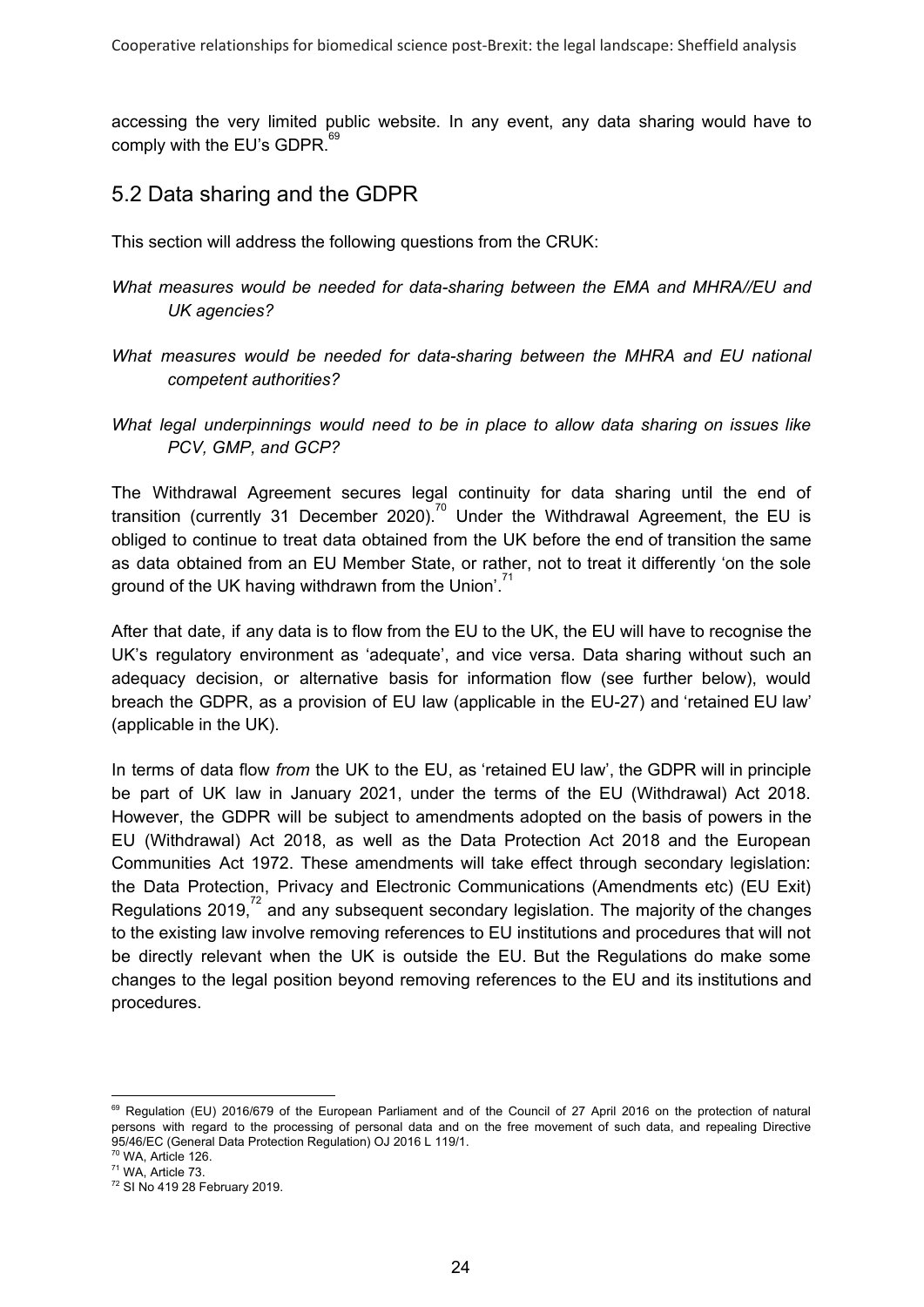accessing the very limited public website. In any event, any data sharing would have to comply with the EU's GDPR.[69]

## 5.2 Data sharing and the GDPR

This section will address the following questions from the CRUK:

*What measures would be needed for data-sharing between the EMA and MHRA//EU and UK agencies?*

*What measures would be needed for data-sharing between the MHRA and EU national competent authorities?*

*What legal underpinnings would need to be in place to allow data sharing on issues like PCV, GMP, and GCP?*

The Withdrawal Agreement secures legal continuity for data sharing until the end of transition (currently 31 December 2020).[70] Under the Withdrawal Agreement, the EU is obliged to continue to treat data obtained from the UK before the end of transition the same as data obtained from an EU Member State, or rather, not to treat it differently 'on the sole ground of the UK having withdrawn from the Union'.[71]

After that date, if any data is to flow from the EU to the UK, the EU will have to recognise the UK's regulatory environment as 'adequate', and vice versa. Data sharing without such an adequacy decision, or alternative basis for information flow (see further below), would breach the GDPR, as a provision of EU law (applicable in the EU-27) and 'retained EU law' (applicable in the UK).

In terms of data flow *from* the UK to the EU, as 'retained EU law', the GDPR will in principle be part of UK law in January 2021, under the terms of the EU (Withdrawal) Act 2018. However, the GDPR will be subject to amendments adopted on the basis of powers in the EU (Withdrawal) Act 2018, as well as the Data Protection Act 2018 and the European Communities Act 1972. These amendments will take effect through secondary legislation: the Data Protection, Privacy and Electronic Communications (Amendments etc) (EU Exit) Regulations 2019,[72] and any subsequent secondary legislation. The majority of the changes to the existing law involve removing references to EU institutions and procedures that will not be directly relevant when the UK is outside the EU. But the Regulations do make some changes to the legal position beyond removing references to the EU and its institutions and procedures.

---

[69] Regulation (EU) 2016/679 of the European Parliament and of the Council of 27 April 2016 on the protection of natural persons with regard to the processing of personal data and on the free movement of such data, and repealing Directive 95/46/EC (General Data Protection Regulation) OJ 2016 L 119/1.

[70] WA, Article 126.

[71] WA, Article 73.

[72] SI No 419 28 February 2019.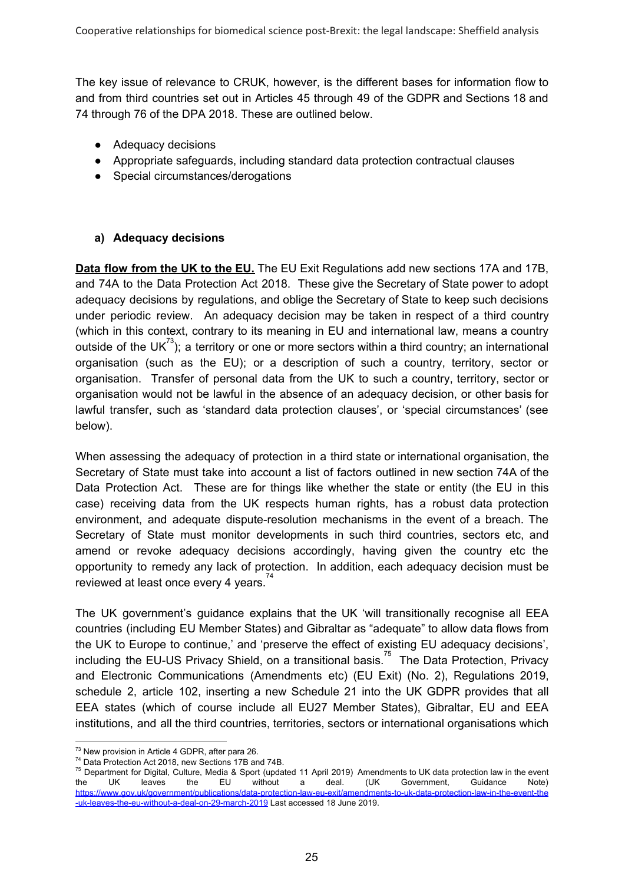The key issue of relevance to CRUK, however, is the different bases for information flow to and from third countries set out in Articles 45 through 49 of the GDPR and Sections 18 and 74 through 76 of the DPA 2018. These are outlined below.

- Adequacy decisions
- Appropriate safeguards, including standard data protection contractual clauses
- Special circumstances/derogations

#### a) Adequacy decisions

**Data flow from the UK to the EU.** The EU Exit Regulations add new sections 17A and 17B, and 74A to the Data Protection Act 2018. These give the Secretary of State power to adopt adequacy decisions by regulations, and oblige the Secretary of State to keep such decisions under periodic review. An adequacy decision may be taken in respect of a third country (which in this context, contrary to its meaning in EU and international law, means a country outside of the UK[73]); a territory or one or more sectors within a third country; an international organisation (such as the EU); or a description of such a country, territory, sector or organisation. Transfer of personal data from the UK to such a country, territory, sector or organisation would not be lawful in the absence of an adequacy decision, or other basis for lawful transfer, such as 'standard data protection clauses', or 'special circumstances' (see below).

When assessing the adequacy of protection in a third state or international organisation, the Secretary of State must take into account a list of factors outlined in new section 74A of the Data Protection Act. These are for things like whether the state or entity (the EU in this case) receiving data from the UK respects human rights, has a robust data protection environment, and adequate dispute-resolution mechanisms in the event of a breach. The Secretary of State must monitor developments in such third countries, sectors etc, and amend or revoke adequacy decisions accordingly, having given the country etc the opportunity to remedy any lack of protection. In addition, each adequacy decision must be reviewed at least once every 4 years.[74]

The UK government's guidance explains that the UK 'will transitionally recognise all EEA countries (including EU Member States) and Gibraltar as "adequate" to allow data flows from the UK to Europe to continue,' and 'preserve the effect of existing EU adequacy decisions', including the EU-US Privacy Shield, on a transitional basis.[75] The Data Protection, Privacy and Electronic Communications (Amendments etc) (EU Exit) (No. 2), Regulations 2019, schedule 2, article 102, inserting a new Schedule 21 into the UK GDPR provides that all EEA states (which of course include all EU27 Member States), Gibraltar, EU and EEA institutions, and all the third countries, territories, sectors or international organisations which

---

[73] New provision in Article 4 GDPR, after para 26.

[74] Data Protection Act 2018, new Sections 17B and 74B.

[75] Department for Digital, Culture, Media & Sport (updated 11 April 2019) Amendments to UK data protection law in the event the UK leaves the EU without a deal. (UK Government, Guidance Note) https://www.gov.uk/government/publications/data-protection-law-eu-exit/amendments-to-uk-data-protection-law-in-the-event-the-uk-leaves-the-eu-without-a-deal-on-29-march-2019 Last accessed 18 June 2019.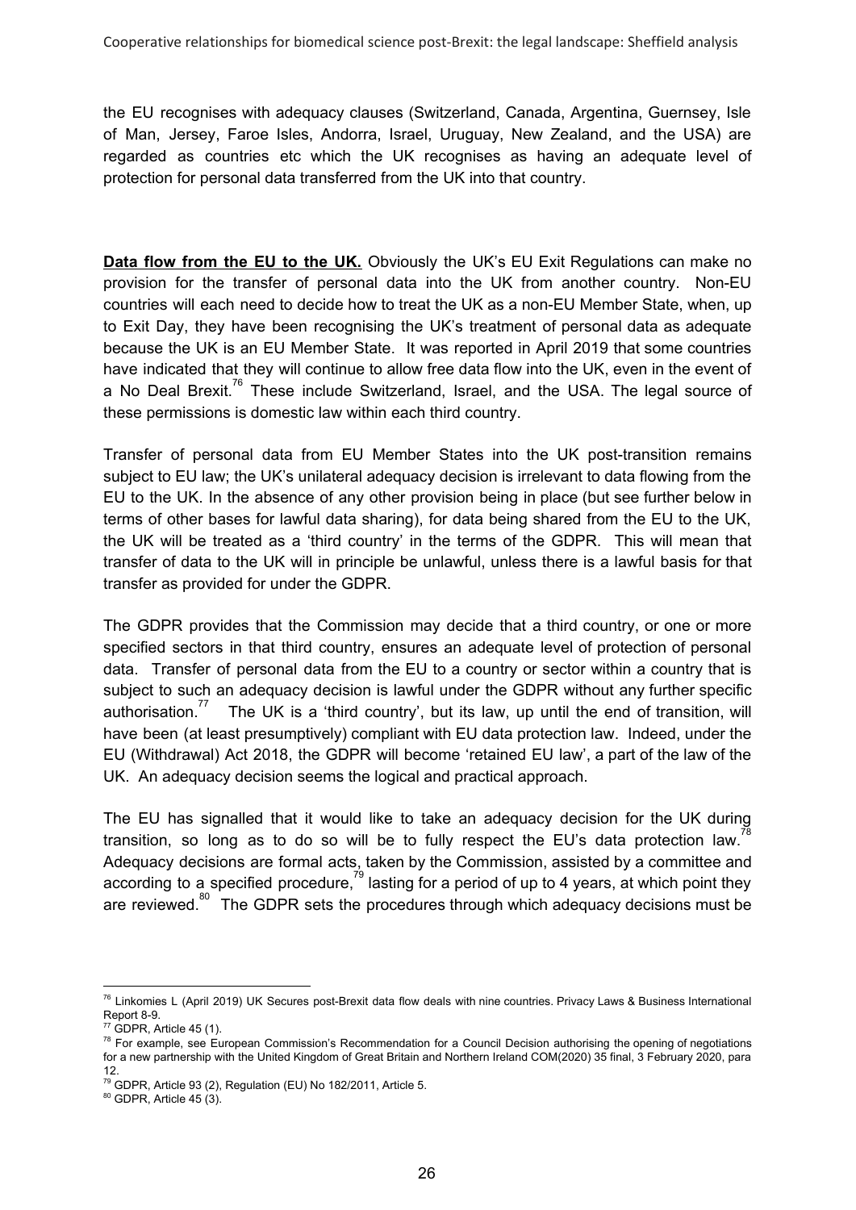the EU recognises with adequacy clauses (Switzerland, Canada, Argentina, Guernsey, Isle of Man, Jersey, Faroe Isles, Andorra, Israel, Uruguay, New Zealand, and the USA) are regarded as countries etc which the UK recognises as having an adequate level of protection for personal data transferred from the UK into that country.

**Data flow from the EU to the UK.** Obviously the UK's EU Exit Regulations can make no provision for the transfer of personal data into the UK from another country. Non-EU countries will each need to decide how to treat the UK as a non-EU Member State, when, up to Exit Day, they have been recognising the UK's treatment of personal data as adequate because the UK is an EU Member State. It was reported in April 2019 that some countries have indicated that they will continue to allow free data flow into the UK, even in the event of a No Deal Brexit.[76] These include Switzerland, Israel, and the USA. The legal source of these permissions is domestic law within each third country.

Transfer of personal data from EU Member States into the UK post-transition remains subject to EU law; the UK's unilateral adequacy decision is irrelevant to data flowing from the EU to the UK. In the absence of any other provision being in place (but see further below in terms of other bases for lawful data sharing), for data being shared from the EU to the UK, the UK will be treated as a 'third country' in the terms of the GDPR. This will mean that transfer of data to the UK will in principle be unlawful, unless there is a lawful basis for that transfer as provided for under the GDPR.

The GDPR provides that the Commission may decide that a third country, or one or more specified sectors in that third country, ensures an adequate level of protection of personal data. Transfer of personal data from the EU to a country or sector within a country that is subject to such an adequacy decision is lawful under the GDPR without any further specific authorisation.[77] The UK is a 'third country', but its law, up until the end of transition, will have been (at least presumptively) compliant with EU data protection law. Indeed, under the EU (Withdrawal) Act 2018, the GDPR will become 'retained EU law', a part of the law of the UK. An adequacy decision seems the logical and practical approach.

The EU has signalled that it would like to take an adequacy decision for the UK during transition, so long as to do so will be to fully respect the EU's data protection law.[78] Adequacy decisions are formal acts, taken by the Commission, assisted by a committee and according to a specified procedure,[79] lasting for a period of up to 4 years, at which point they are reviewed.[80] The GDPR sets the procedures through which adequacy decisions must be

---

[76] Linkomies L (April 2019) UK Secures post-Brexit data flow deals with nine countries. Privacy Laws & Business International Report 8-9.

[77] GDPR, Article 45 (1).

[78] For example, see European Commission's Recommendation for a Council Decision authorising the opening of negotiations for a new partnership with the United Kingdom of Great Britain and Northern Ireland COM(2020) 35 final, 3 February 2020, para 12.

[79] GDPR, Article 93 (2), Regulation (EU) No 182/2011, Article 5.

[80] GDPR, Article 45 (3).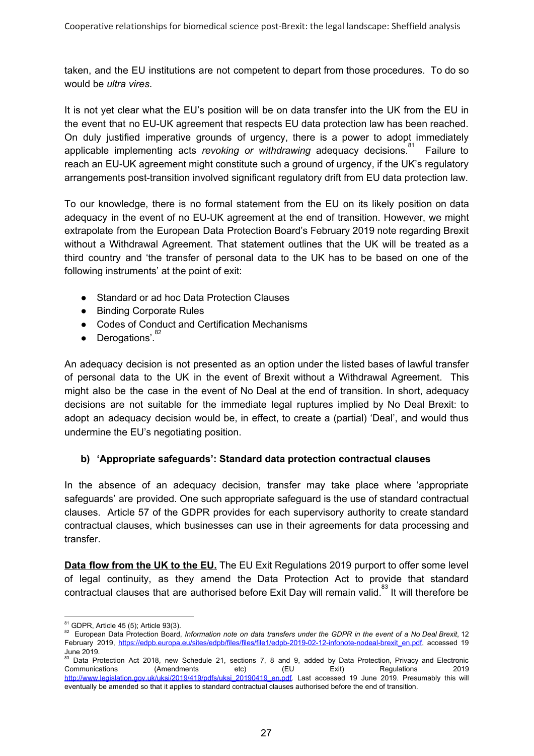taken, and the EU institutions are not competent to depart from those procedures. To do so would be *ultra vires*.

It is not yet clear what the EU's position will be on data transfer into the UK from the EU in the event that no EU-UK agreement that respects EU data protection law has been reached. On duly justified imperative grounds of urgency, there is a power to adopt immediately applicable implementing acts *revoking or withdrawing* adequacy decisions.[81] Failure to reach an EU-UK agreement might constitute such a ground of urgency, if the UK's regulatory arrangements post-transition involved significant regulatory drift from EU data protection law.

To our knowledge, there is no formal statement from the EU on its likely position on data adequacy in the event of no EU-UK agreement at the end of transition. However, we might extrapolate from the European Data Protection Board's February 2019 note regarding Brexit without a Withdrawal Agreement. That statement outlines that the UK will be treated as a third country and 'the transfer of personal data to the UK has to be based on one of the following instruments' at the point of exit:

- Standard or ad hoc Data Protection Clauses
- Binding Corporate Rules
- Codes of Conduct and Certification Mechanisms
- Derogations'.[82]

An adequacy decision is not presented as an option under the listed bases of lawful transfer of personal data to the UK in the event of Brexit without a Withdrawal Agreement. This might also be the case in the event of No Deal at the end of transition. In short, adequacy decisions are not suitable for the immediate legal ruptures implied by No Deal Brexit: to adopt an adequacy decision would be, in effect, to create a (partial) 'Deal', and would thus undermine the EU's negotiating position.

### b) 'Appropriate safeguards': Standard data protection contractual clauses

In the absence of an adequacy decision, transfer may take place where 'appropriate safeguards' are provided. One such appropriate safeguard is the use of standard contractual clauses. Article 57 of the GDPR provides for each supervisory authority to create standard contractual clauses, which businesses can use in their agreements for data processing and transfer.

**Data flow from the UK to the EU.** The EU Exit Regulations 2019 purport to offer some level of legal continuity, as they amend the Data Protection Act to provide that standard contractual clauses that are authorised before Exit Day will remain valid.[83] It will therefore be

---

[81] GDPR, Article 45 (5); Article 93(3).

[82] European Data Protection Board, *Information note on data transfers under the GDPR in the event of a No Deal Brexit*, 12 February 2019, https://edpb.europa.eu/sites/edpb/files/files/file1/edpb-2019-02-12-infonote-nodeal-brexit_en.pdf, accessed 19 June 2019.

[83] Data Protection Act 2018, new Schedule 21, sections 7, 8 and 9, added by Data Protection, Privacy and Electronic Communications (Amendments etc) (EU Exit) Regulations 2019 http://www.legislation.gov.uk/uksi/2019/419/pdfs/uksi_20190419_en.pdf. Last accessed 19 June 2019. Presumably this will eventually be amended so that it applies to standard contractual clauses authorised before the end of transition.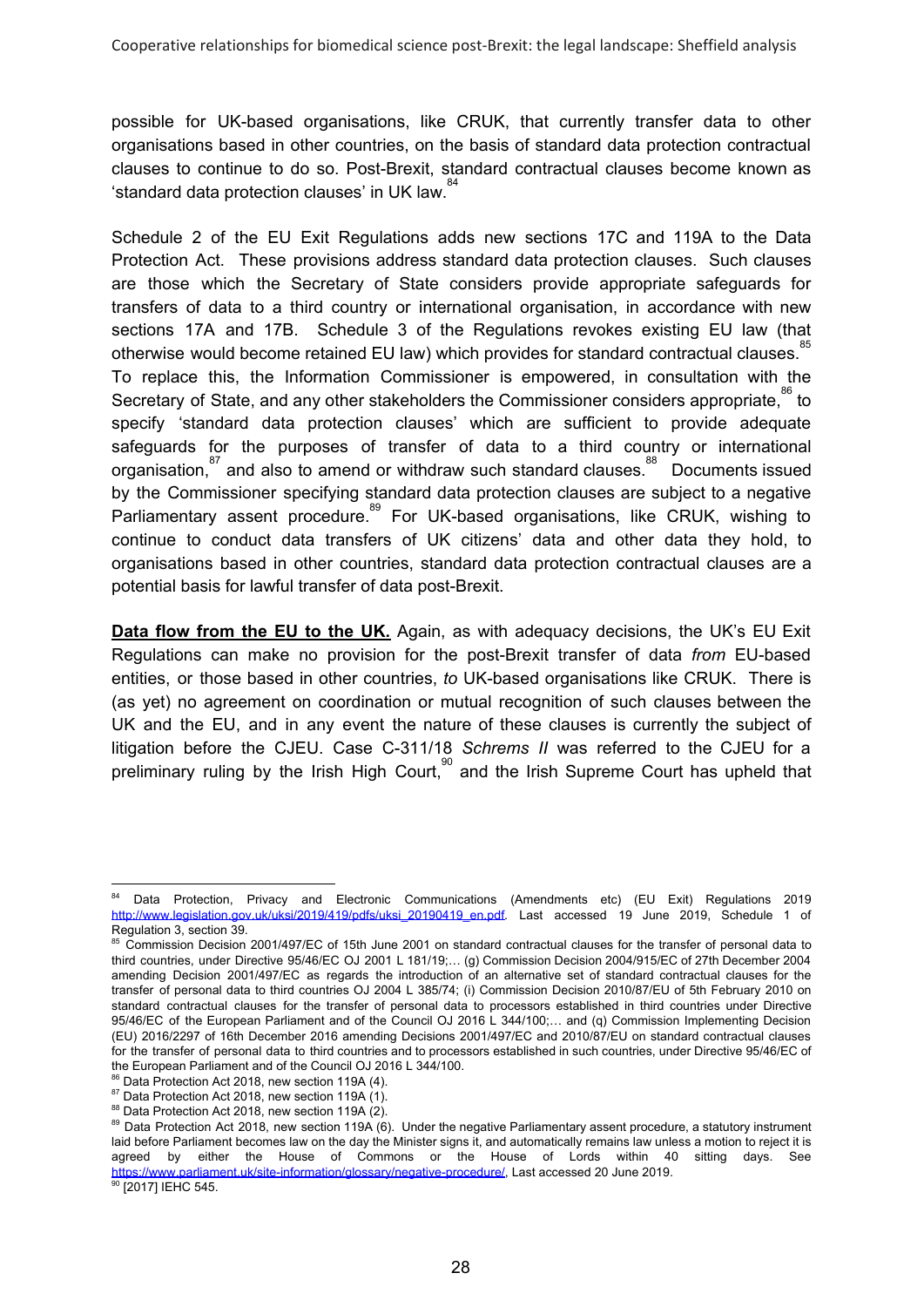possible for UK-based organisations, like CRUK, that currently transfer data to other organisations based in other countries, on the basis of standard data protection contractual clauses to continue to do so. Post-Brexit, standard contractual clauses become known as 'standard data protection clauses' in UK law.[84]

Schedule 2 of the EU Exit Regulations adds new sections 17C and 119A to the Data Protection Act. These provisions address standard data protection clauses. Such clauses are those which the Secretary of State considers provide appropriate safeguards for transfers of data to a third country or international organisation, in accordance with new sections 17A and 17B. Schedule 3 of the Regulations revokes existing EU law (that otherwise would become retained EU law) which provides for standard contractual clauses.[85] To replace this, the Information Commissioner is empowered, in consultation with the Secretary of State, and any other stakeholders the Commissioner considers appropriate,[86] to specify 'standard data protection clauses' which are sufficient to provide adequate safeguards for the purposes of transfer of data to a third country or international organisation,[87] and also to amend or withdraw such standard clauses.[88] Documents issued by the Commissioner specifying standard data protection clauses are subject to a negative Parliamentary assent procedure.[89] For UK-based organisations, like CRUK, wishing to continue to conduct data transfers of UK citizens' data and other data they hold, to organisations based in other countries, standard data protection contractual clauses are a potential basis for lawful transfer of data post-Brexit.

**Data flow from the EU to the UK.** Again, as with adequacy decisions, the UK's EU Exit Regulations can make no provision for the post-Brexit transfer of data *from* EU-based entities, or those based in other countries, *to* UK-based organisations like CRUK. There is (as yet) no agreement on coordination or mutual recognition of such clauses between the UK and the EU, and in any event the nature of these clauses is currently the subject of litigation before the CJEU. Case C-311/18 *Schrems II* was referred to the CJEU for a preliminary ruling by the Irish High Court,[90] and the Irish Supreme Court has upheld that

---

[84] Data Protection, Privacy and Electronic Communications (Amendments etc) (EU Exit) Regulations 2019 http://www.legislation.gov.uk/uksi/2019/419/pdfs/uksi_20190419_en.pdf. Last accessed 19 June 2019, Schedule 1 of Regulation 3, section 39.

[85] Commission Decision 2001/497/EC of 15th June 2001 on standard contractual clauses for the transfer of personal data to third countries, under Directive 95/46/EC OJ 2001 L 181/19;… (g) Commission Decision 2004/915/EC of 27th December 2004 amending Decision 2001/497/EC as regards the introduction of an alternative set of standard contractual clauses for the transfer of personal data to third countries OJ 2004 L 385/74; (i) Commission Decision 2010/87/EU of 5th February 2010 on standard contractual clauses for the transfer of personal data to processors established in third countries under Directive 95/46/EC of the European Parliament and of the Council OJ 2016 L 344/100;… and (q) Commission Implementing Decision (EU) 2016/2297 of 16th December 2016 amending Decisions 2001/497/EC and 2010/87/EU on standard contractual clauses for the transfer of personal data to third countries and to processors established in such countries, under Directive 95/46/EC of the European Parliament and of the Council OJ 2016 L 344/100.

[86] Data Protection Act 2018, new section 119A (4).

[87] Data Protection Act 2018, new section 119A (1).

[88] Data Protection Act 2018, new section 119A (2).

[89] Data Protection Act 2018, new section 119A (6). Under the negative Parliamentary assent procedure, a statutory instrument laid before Parliament becomes law on the day the Minister signs it, and automatically remains law unless a motion to reject it is agreed by either the House of Commons or the House of Lords within 40 sitting days. See https://www.parliament.uk/site-information/glossary/negative-procedure/, Last accessed 20 June 2019.

[90] [2017] IEHC 545.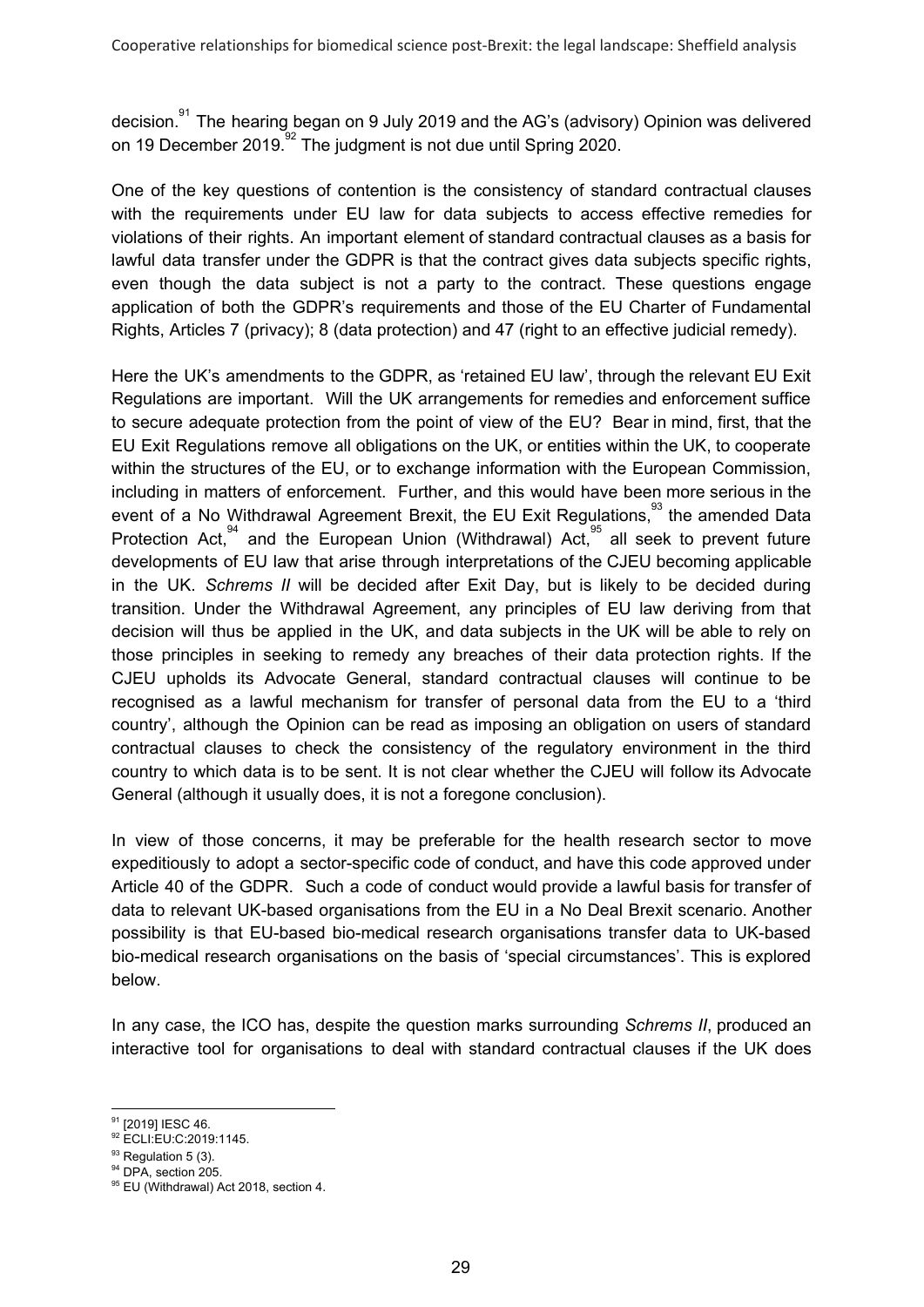decision.[91] The hearing began on 9 July 2019 and the AG's (advisory) Opinion was delivered on 19 December 2019.[92] The judgment is not due until Spring 2020.

One of the key questions of contention is the consistency of standard contractual clauses with the requirements under EU law for data subjects to access effective remedies for violations of their rights. An important element of standard contractual clauses as a basis for lawful data transfer under the GDPR is that the contract gives data subjects specific rights, even though the data subject is not a party to the contract. These questions engage application of both the GDPR's requirements and those of the EU Charter of Fundamental Rights, Articles 7 (privacy); 8 (data protection) and 47 (right to an effective judicial remedy).

Here the UK's amendments to the GDPR, as 'retained EU law', through the relevant EU Exit Regulations are important. Will the UK arrangements for remedies and enforcement suffice to secure adequate protection from the point of view of the EU? Bear in mind, first, that the EU Exit Regulations remove all obligations on the UK, or entities within the UK, to cooperate within the structures of the EU, or to exchange information with the European Commission, including in matters of enforcement. Further, and this would have been more serious in the event of a No Withdrawal Agreement Brexit, the EU Exit Regulations,[93] the amended Data Protection Act,[94] and the European Union (Withdrawal) Act,[95] all seek to prevent future developments of EU law that arise through interpretations of the CJEU becoming applicable in the UK. *Schrems II* will be decided after Exit Day, but is likely to be decided during transition. Under the Withdrawal Agreement, any principles of EU law deriving from that decision will thus be applied in the UK, and data subjects in the UK will be able to rely on those principles in seeking to remedy any breaches of their data protection rights. If the CJEU upholds its Advocate General, standard contractual clauses will continue to be recognised as a lawful mechanism for transfer of personal data from the EU to a 'third country', although the Opinion can be read as imposing an obligation on users of standard contractual clauses to check the consistency of the regulatory environment in the third country to which data is to be sent. It is not clear whether the CJEU will follow its Advocate General (although it usually does, it is not a foregone conclusion).

In view of those concerns, it may be preferable for the health research sector to move expeditiously to adopt a sector-specific code of conduct, and have this code approved under Article 40 of the GDPR. Such a code of conduct would provide a lawful basis for transfer of data to relevant UK-based organisations from the EU in a No Deal Brexit scenario. Another possibility is that EU-based bio-medical research organisations transfer data to UK-based bio-medical research organisations on the basis of 'special circumstances'. This is explored below.

In any case, the ICO has, despite the question marks surrounding *Schrems II*, produced an interactive tool for organisations to deal with standard contractual clauses if the UK does

---

[91] [2019] IESC 46.

[92] ECLI:EU:C:2019:1145.

[93] Regulation 5 (3).

[94] DPA, section 205.

[95] EU (Withdrawal) Act 2018, section 4.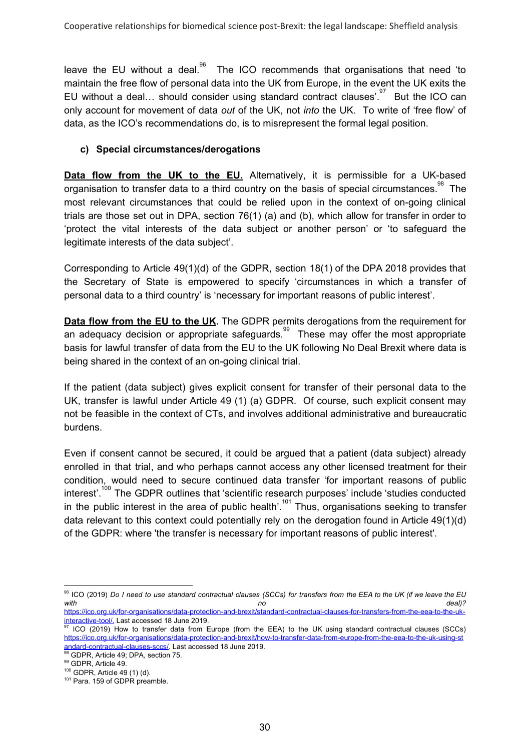leave the EU without a deal.[96] The ICO recommends that organisations that need 'to maintain the free flow of personal data into the UK from Europe, in the event the UK exits the EU without a deal… should consider using standard contract clauses'.[97] But the ICO can only account for movement of data *out* of the UK, not *into* the UK. To write of 'free flow' of data, as the ICO's recommendations do, is to misrepresent the formal legal position.

#### c) Special circumstances/derogations

**Data flow from the UK to the EU.** Alternatively, it is permissible for a UK-based organisation to transfer data to a third country on the basis of special circumstances.[98] The most relevant circumstances that could be relied upon in the context of on-going clinical trials are those set out in DPA, section 76(1) (a) and (b), which allow for transfer in order to 'protect the vital interests of the data subject or another person' or 'to safeguard the legitimate interests of the data subject'.

Corresponding to Article 49(1)(d) of the GDPR, section 18(1) of the DPA 2018 provides that the Secretary of State is empowered to specify 'circumstances in which a transfer of personal data to a third country' is 'necessary for important reasons of public interest'.

**Data flow from the EU to the UK.** The GDPR permits derogations from the requirement for an adequacy decision or appropriate safeguards.[99] These may offer the most appropriate basis for lawful transfer of data from the EU to the UK following No Deal Brexit where data is being shared in the context of an on-going clinical trial.

If the patient (data subject) gives explicit consent for transfer of their personal data to the UK, transfer is lawful under Article 49 (1) (a) GDPR. Of course, such explicit consent may not be feasible in the context of CTs, and involves additional administrative and bureaucratic burdens.

Even if consent cannot be secured, it could be argued that a patient (data subject) already enrolled in that trial, and who perhaps cannot access any other licensed treatment for their condition, would need to secure continued data transfer 'for important reasons of public interest'.[100] The GDPR outlines that 'scientific research purposes' include 'studies conducted in the public interest in the area of public health'.[101] Thus, organisations seeking to transfer data relevant to this context could potentially rely on the derogation found in Article 49(1)(d) of the GDPR: where 'the transfer is necessary for important reasons of public interest'.

---

[96] ICO (2019) *Do I need to use standard contractual clauses (SCCs) for transfers from the EEA to the UK (if we leave the EU with no deal)?* https://ico.org.uk/for-organisations/data-protection-and-brexit/standard-contractual-clauses-for-transfers-from-the-eea-to-the-uk-interactive-tool/. Last accessed 18 June 2019.

[97] ICO (2019) How to transfer data from Europe (from the EEA) to the UK using standard contractual clauses (SCCs) https://ico.org.uk/for-organisations/data-protection-and-brexit/how-to-transfer-data-from-europe-from-the-eea-to-the-uk-using-standard-contractual-clauses-sccs/. Last accessed 18 June 2019.

[98] GDPR, Article 49; DPA, section 75.

[99] GDPR, Article 49.

[100] GDPR, Article 49 (1) (d).

[101] Para. 159 of GDPR preamble.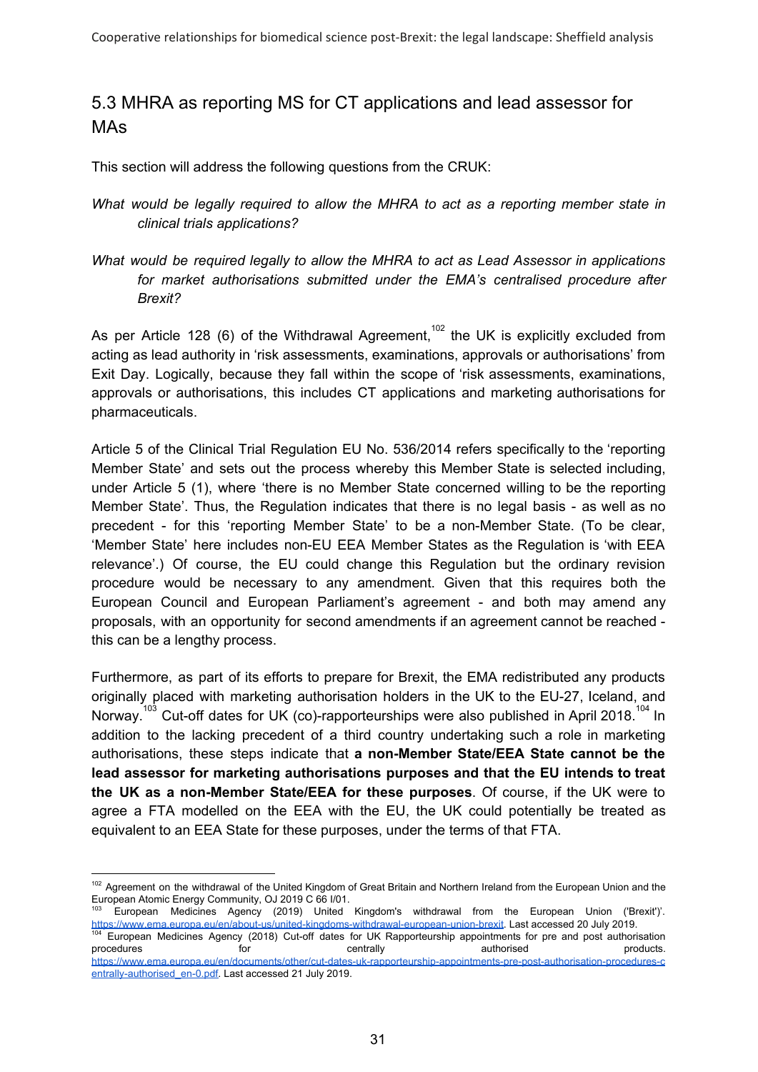## 5.3 MHRA as reporting MS for CT applications and lead assessor for MAs

This section will address the following questions from the CRUK:

*What would be legally required to allow the MHRA to act as a reporting member state in clinical trials applications?*

*What would be required legally to allow the MHRA to act as Lead Assessor in applications for market authorisations submitted under the EMA's centralised procedure after Brexit?*

As per Article 128 (6) of the Withdrawal Agreement,[102] the UK is explicitly excluded from acting as lead authority in 'risk assessments, examinations, approvals or authorisations' from Exit Day. Logically, because they fall within the scope of 'risk assessments, examinations, approvals or authorisations, this includes CT applications and marketing authorisations for pharmaceuticals.

Article 5 of the Clinical Trial Regulation EU No. 536/2014 refers specifically to the 'reporting Member State' and sets out the process whereby this Member State is selected including, under Article 5 (1), where 'there is no Member State concerned willing to be the reporting Member State'. Thus, the Regulation indicates that there is no legal basis - as well as no precedent - for this 'reporting Member State' to be a non-Member State. (To be clear, 'Member State' here includes non-EU EEA Member States as the Regulation is 'with EEA relevance'.) Of course, the EU could change this Regulation but the ordinary revision procedure would be necessary to any amendment. Given that this requires both the European Council and European Parliament's agreement - and both may amend any proposals, with an opportunity for second amendments if an agreement cannot be reached - this can be a lengthy process.

Furthermore, as part of its efforts to prepare for Brexit, the EMA redistributed any products originally placed with marketing authorisation holders in the UK to the EU-27, Iceland, and Norway.[103] Cut-off dates for UK (co)-rapporteurships were also published in April 2018.[104] In addition to the lacking precedent of a third country undertaking such a role in marketing authorisations, these steps indicate that **a non-Member State/EEA State cannot be the lead assessor for marketing authorisations purposes and that the EU intends to treat the UK as a non-Member State/EEA for these purposes**. Of course, if the UK were to agree a FTA modelled on the EEA with the EU, the UK could potentially be treated as equivalent to an EEA State for these purposes, under the terms of that FTA.

---

[102] Agreement on the withdrawal of the United Kingdom of Great Britain and Northern Ireland from the European Union and the European Atomic Energy Community, OJ 2019 C 66 I/01.

[103] European Medicines Agency (2019) United Kingdom's withdrawal from the European Union ('Brexit')'. https://www.ema.europa.eu/en/about-us/united-kingdoms-withdrawal-european-union-brexit. Last accessed 20 July 2019.

[104] European Medicines Agency (2018) Cut-off dates for UK Rapporteurship appointments for pre and post authorisation procedures for centrally authorised products. https://www.ema.europa.eu/en/documents/other/cut-dates-uk-rapporteurship-appointments-pre-post-authorisation-procedures-centrally-authorised_en-0.pdf. Last accessed 21 July 2019.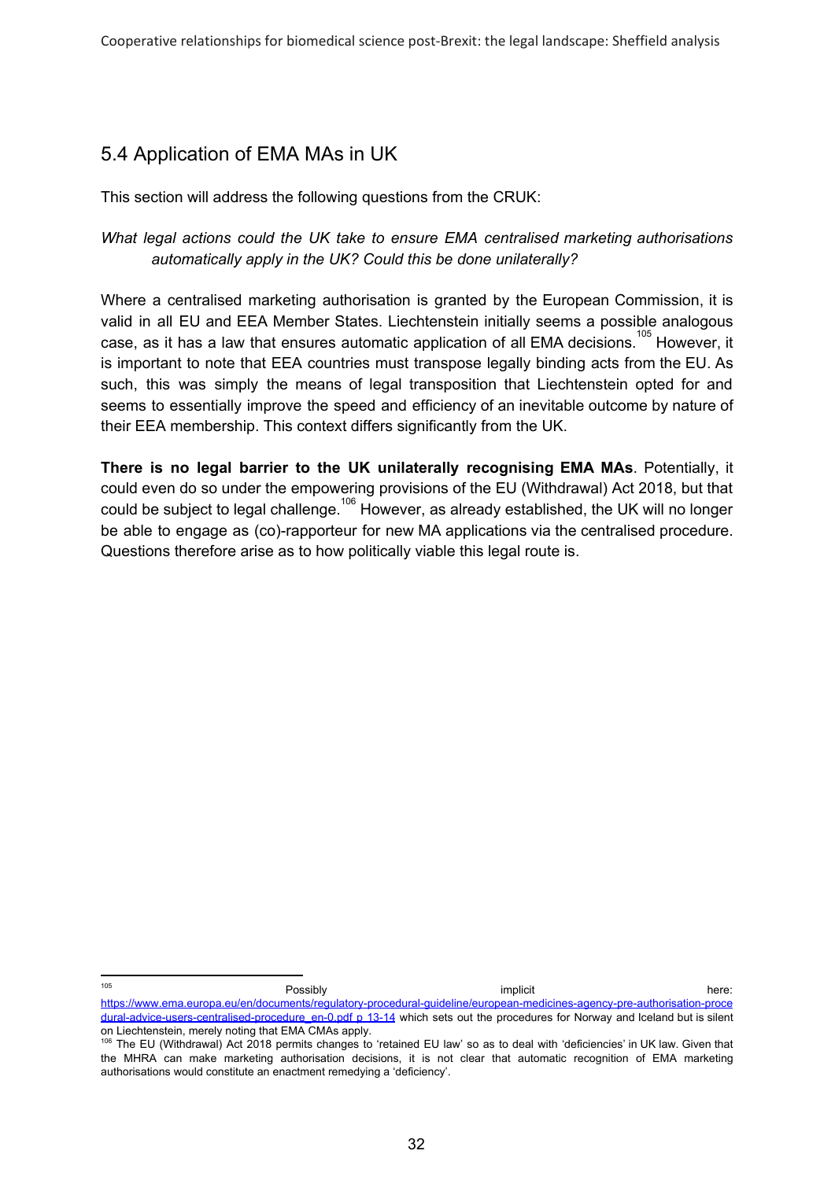## 5.4 Application of EMA MAs in UK

This section will address the following questions from the CRUK:

*What legal actions could the UK take to ensure EMA centralised marketing authorisations automatically apply in the UK? Could this be done unilaterally?*

Where a centralised marketing authorisation is granted by the European Commission, it is valid in all EU and EEA Member States. Liechtenstein initially seems a possible analogous case, as it has a law that ensures automatic application of all EMA decisions.[105] However, it is important to note that EEA countries must transpose legally binding acts from the EU. As such, this was simply the means of legal transposition that Liechtenstein opted for and seems to essentially improve the speed and efficiency of an inevitable outcome by nature of their EEA membership. This context differs significantly from the UK.

**There is no legal barrier to the UK unilaterally recognising EMA MAs**. Potentially, it could even do so under the empowering provisions of the EU (Withdrawal) Act 2018, but that could be subject to legal challenge.[106] However, as already established, the UK will no longer be able to engage as (co)-rapporteur for new MA applications via the centralised procedure. Questions therefore arise as to how politically viable this legal route is.

---

[105] Possibly implicit here: https://www.ema.europa.eu/en/documents/regulatory-procedural-guideline/european-medicines-agency-pre-authorisation-procedural-advice-users-centralised-procedure_en-0.pdf p 13-14 which sets out the procedures for Norway and Iceland but is silent on Liechtenstein, merely noting that EMA CMAs apply.

[106] The EU (Withdrawal) Act 2018 permits changes to 'retained EU law' so as to deal with 'deficiencies' in UK law. Given that the MHRA can make marketing authorisation decisions, it is not clear that automatic recognition of EMA marketing authorisations would constitute an enactment remedying a 'deficiency'.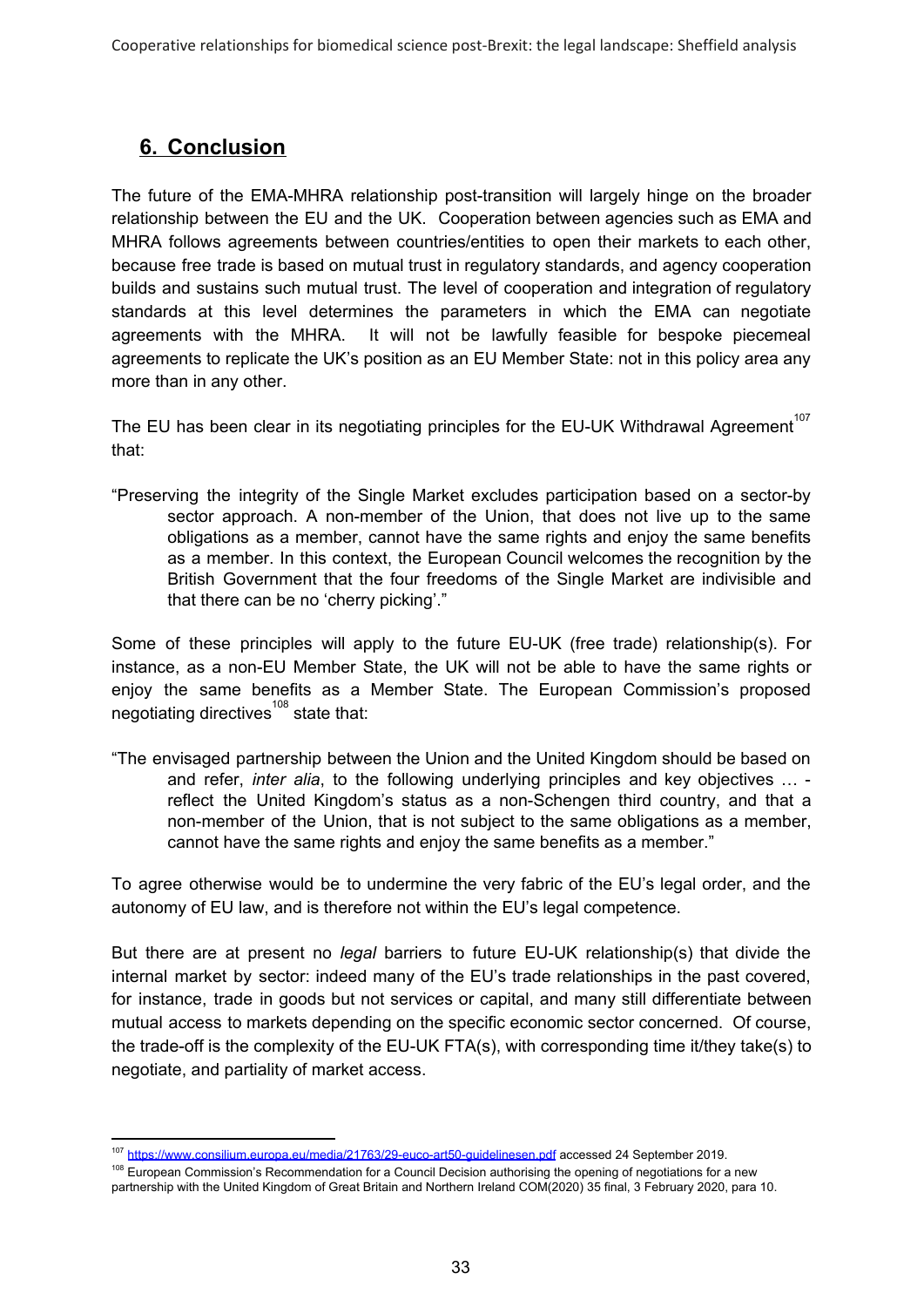## 6. Conclusion

The future of the EMA-MHRA relationship post-transition will largely hinge on the broader relationship between the EU and the UK. Cooperation between agencies such as EMA and MHRA follows agreements between countries/entities to open their markets to each other, because free trade is based on mutual trust in regulatory standards, and agency cooperation builds and sustains such mutual trust. The level of cooperation and integration of regulatory standards at this level determines the parameters in which the EMA can negotiate agreements with the MHRA. It will not be lawfully feasible for bespoke piecemeal agreements to replicate the UK's position as an EU Member State: not in this policy area any more than in any other.

The EU has been clear in its negotiating principles for the EU-UK Withdrawal Agreement[107] that:

> "Preserving the integrity of the Single Market excludes participation based on a sector-by sector approach. A non-member of the Union, that does not live up to the same obligations as a member, cannot have the same rights and enjoy the same benefits as a member. In this context, the European Council welcomes the recognition by the British Government that the four freedoms of the Single Market are indivisible and that there can be no 'cherry picking'."

Some of these principles will apply to the future EU-UK (free trade) relationship(s). For instance, as a non-EU Member State, the UK will not be able to have the same rights or enjoy the same benefits as a Member State. The European Commission's proposed negotiating directives[108] state that:

> "The envisaged partnership between the Union and the United Kingdom should be based on and refer, *inter alia*, to the following underlying principles and key objectives … - reflect the United Kingdom's status as a non-Schengen third country, and that a non-member of the Union, that is not subject to the same obligations as a member, cannot have the same rights and enjoy the same benefits as a member."

To agree otherwise would be to undermine the very fabric of the EU's legal order, and the autonomy of EU law, and is therefore not within the EU's legal competence.

But there are at present no *legal* barriers to future EU-UK relationship(s) that divide the internal market by sector: indeed many of the EU's trade relationships in the past covered, for instance, trade in goods but not services or capital, and many still differentiate between mutual access to markets depending on the specific economic sector concerned. Of course, the trade-off is the complexity of the EU-UK FTA(s), with corresponding time it/they take(s) to negotiate, and partiality of market access.

---

[107] https://www.consilium.europa.eu/media/21763/29-euco-art50-guidelinesen.pdf accessed 24 September 2019.

[108] European Commission's Recommendation for a Council Decision authorising the opening of negotiations for a new partnership with the United Kingdom of Great Britain and Northern Ireland COM(2020) 35 final, 3 February 2020, para 10.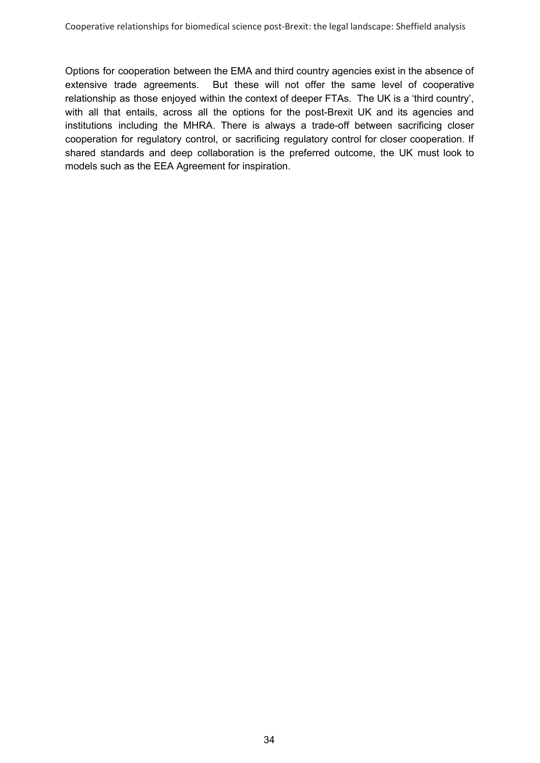Options for cooperation between the EMA and third country agencies exist in the absence of extensive trade agreements. But these will not offer the same level of cooperative relationship as those enjoyed within the context of deeper FTAs. The UK is a 'third country', with all that entails, across all the options for the post-Brexit UK and its agencies and institutions including the MHRA. There is always a trade-off between sacrificing closer cooperation for regulatory control, or sacrificing regulatory control for closer cooperation. If shared standards and deep collaboration is the preferred outcome, the UK must look to models such as the EEA Agreement for inspiration.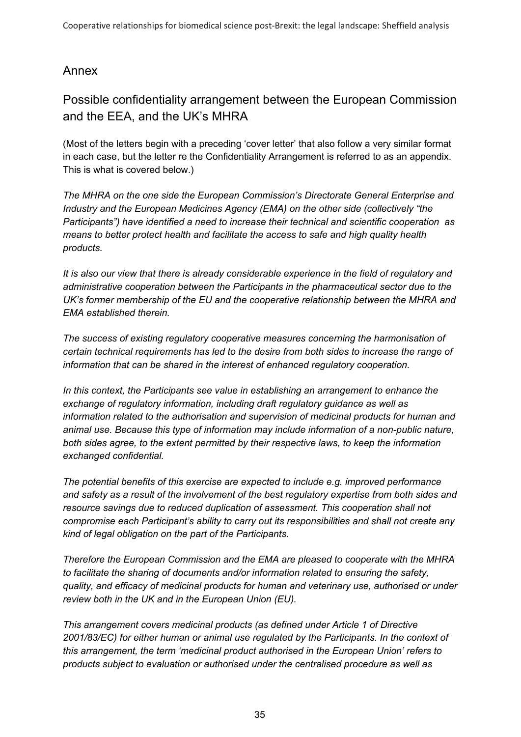## Annex

## Possible confidentiality arrangement between the European Commission and the EEA, and the UK's MHRA

(Most of the letters begin with a preceding 'cover letter' that also follow a very similar format in each case, but the letter re the Confidentiality Arrangement is referred to as an appendix. This is what is covered below.)

*The MHRA on the one side the European Commission's Directorate General Enterprise and Industry and the European Medicines Agency (EMA) on the other side (collectively "the Participants") have identified a need to increase their technical and scientific cooperation as means to better protect health and facilitate the access to safe and high quality health products.*

*It is also our view that there is already considerable experience in the field of regulatory and administrative cooperation between the Participants in the pharmaceutical sector due to the UK's former membership of the EU and the cooperative relationship between the MHRA and EMA established therein.*

*The success of existing regulatory cooperative measures concerning the harmonisation of certain technical requirements has led to the desire from both sides to increase the range of information that can be shared in the interest of enhanced regulatory cooperation.*

*In this context, the Participants see value in establishing an arrangement to enhance the exchange of regulatory information, including draft regulatory guidance as well as information related to the authorisation and supervision of medicinal products for human and animal use. Because this type of information may include information of a non-public nature, both sides agree, to the extent permitted by their respective laws, to keep the information exchanged confidential.*

*The potential benefits of this exercise are expected to include e.g. improved performance and safety as a result of the involvement of the best regulatory expertise from both sides and resource savings due to reduced duplication of assessment. This cooperation shall not compromise each Participant's ability to carry out its responsibilities and shall not create any kind of legal obligation on the part of the Participants.*

*Therefore the European Commission and the EMA are pleased to cooperate with the MHRA to facilitate the sharing of documents and/or information related to ensuring the safety, quality, and efficacy of medicinal products for human and veterinary use, authorised or under review both in the UK and in the European Union (EU).*

*This arrangement covers medicinal products (as defined under Article 1 of Directive 2001/83/EC) for either human or animal use regulated by the Participants. In the context of this arrangement, the term 'medicinal product authorised in the European Union' refers to products subject to evaluation or authorised under the centralised procedure as well as*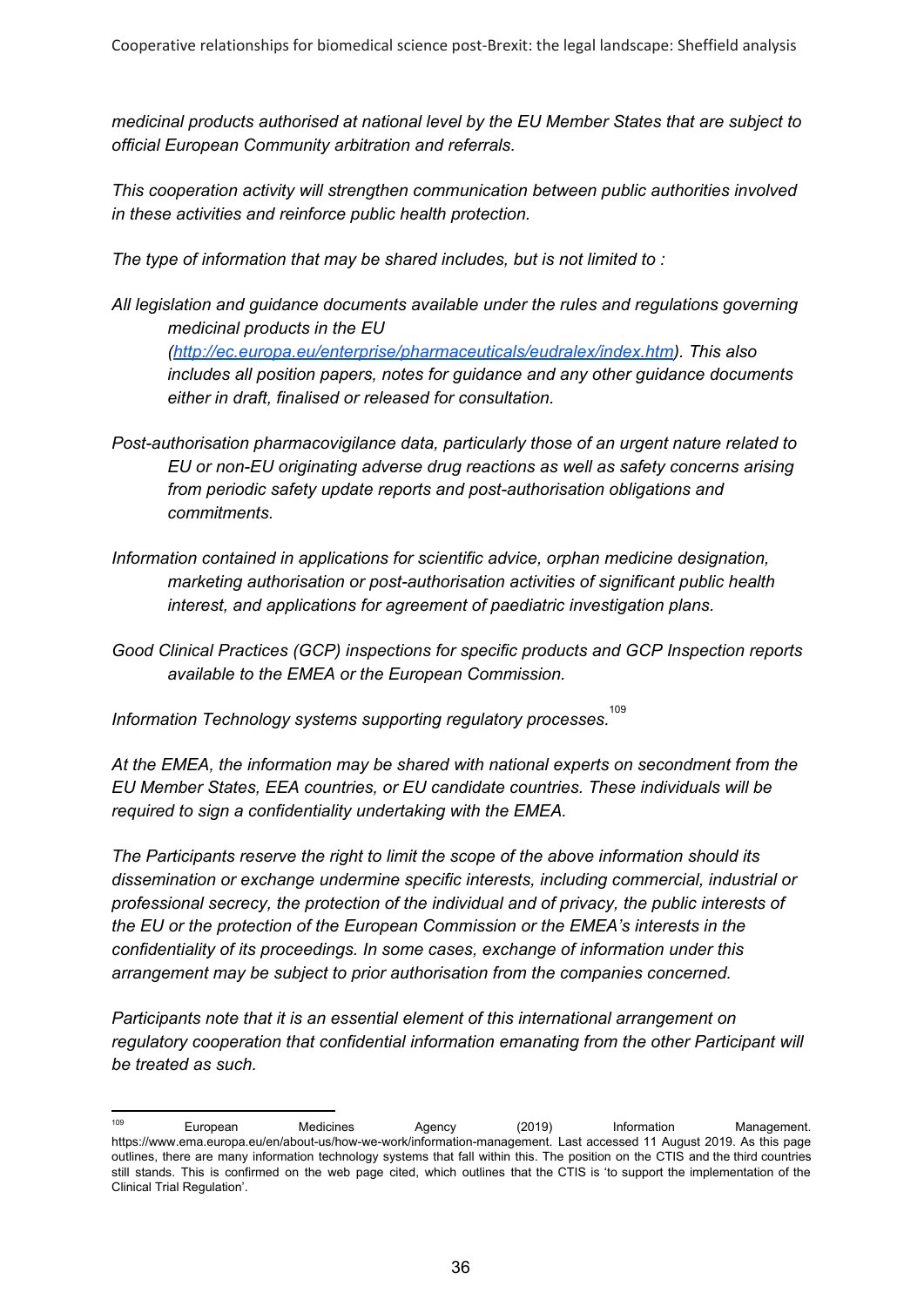*medicinal products authorised at national level by the EU Member States that are subject to official European Community arbitration and referrals.*

*This cooperation activity will strengthen communication between public authorities involved in these activities and reinforce public health protection.*

*The type of information that may be shared includes, but is not limited to :*

*All legislation and guidance documents available under the rules and regulations governing medicinal products in the EU ([http://ec.europa.eu/enterprise/pharmaceuticals/eudralex/index.htm](http://ec.europa.eu/enterprise/pharmaceuticals/eudralex/index.htm)). This also includes all position papers, notes for guidance and any other guidance documents either in draft, finalised or released for consultation.*

*Post-authorisation pharmacovigilance data, particularly those of an urgent nature related to EU or non-EU originating adverse drug reactions as well as safety concerns arising from periodic safety update reports and post-authorisation obligations and commitments.*

*Information contained in applications for scientific advice, orphan medicine designation, marketing authorisation or post-authorisation activities of significant public health interest, and applications for agreement of paediatric investigation plans.*

*Good Clinical Practices (GCP) inspections for specific products and GCP Inspection reports available to the EMEA or the European Commission.*

*Information Technology systems supporting regulatory processes.*[109]

*At the EMEA, the information may be shared with national experts on secondment from the EU Member States, EEA countries, or EU candidate countries. These individuals will be required to sign a confidentiality undertaking with the EMEA.*

*The Participants reserve the right to limit the scope of the above information should its dissemination or exchange undermine specific interests, including commercial, industrial or professional secrecy, the protection of the individual and of privacy, the public interests of the EU or the protection of the European Commission or the EMEA's interests in the confidentiality of its proceedings. In some cases, exchange of information under this arrangement may be subject to prior authorisation from the companies concerned.*

*Participants note that it is an essential element of this international arrangement on regulatory cooperation that confidential information emanating from the other Participant will be treated as such.*

---

[109] European Medicines Agency (2019) Information Management. https://www.ema.europa.eu/en/about-us/how-we-work/information-management. Last accessed 11 August 2019. As this page outlines, there are many information technology systems that fall within this. The position on the CTIS and the third countries still stands. This is confirmed on the web page cited, which outlines that the CTIS is 'to support the implementation of the Clinical Trial Regulation'.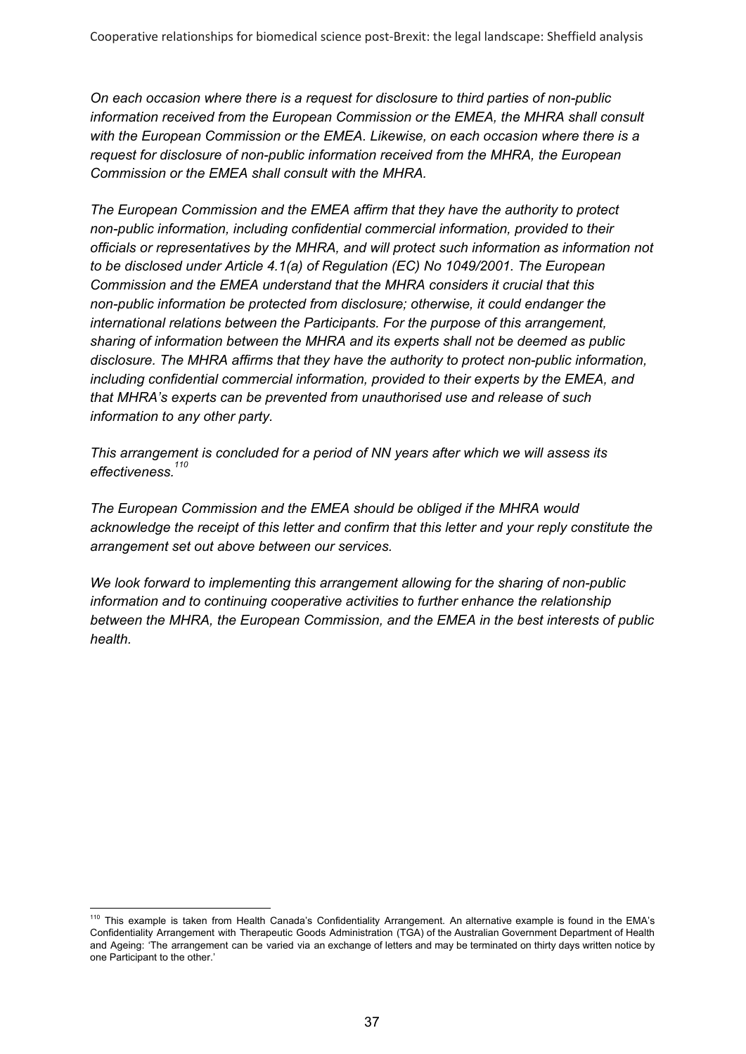*On each occasion where there is a request for disclosure to third parties of non-public information received from the European Commission or the EMEA, the MHRA shall consult with the European Commission or the EMEA. Likewise, on each occasion where there is a request for disclosure of non-public information received from the MHRA, the European Commission or the EMEA shall consult with the MHRA.*

*The European Commission and the EMEA affirm that they have the authority to protect non-public information, including confidential commercial information, provided to their officials or representatives by the MHRA, and will protect such information as information not to be disclosed under Article 4.1(a) of Regulation (EC) No 1049/2001. The European Commission and the EMEA understand that the MHRA considers it crucial that this non-public information be protected from disclosure; otherwise, it could endanger the international relations between the Participants. For the purpose of this arrangement, sharing of information between the MHRA and its experts shall not be deemed as public disclosure. The MHRA affirms that they have the authority to protect non-public information, including confidential commercial information, provided to their experts by the EMEA, and that MHRA's experts can be prevented from unauthorised use and release of such information to any other party.*

*This arrangement is concluded for a period of NN years after which we will assess its effectiveness.*[110]

*The European Commission and the EMEA should be obliged if the MHRA would acknowledge the receipt of this letter and confirm that this letter and your reply constitute the arrangement set out above between our services.*

*We look forward to implementing this arrangement allowing for the sharing of non-public information and to continuing cooperative activities to further enhance the relationship between the MHRA, the European Commission, and the EMEA in the best interests of public health.*

---

[110] This example is taken from Health Canada's Confidentiality Arrangement. An alternative example is found in the EMA's Confidentiality Arrangement with Therapeutic Goods Administration (TGA) of the Australian Government Department of Health and Ageing: 'The arrangement can be varied via an exchange of letters and may be terminated on thirty days written notice by one Participant to the other.'